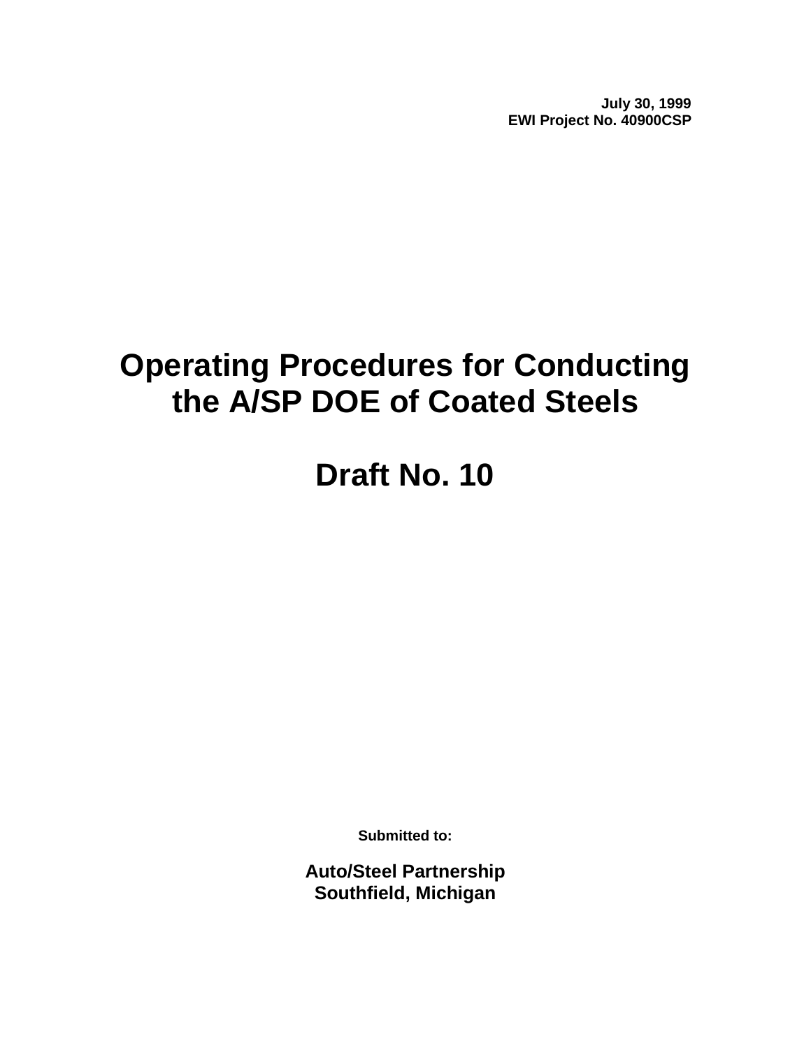**July 30, 1999**
**EWI Project No. 40900CSP**

# Operating Procedures for Conducting the A/SP DOE of Coated Steels

# Draft No. 10

**Submitted to:**

**Auto/Steel Partnership**
**Southfield, Michigan**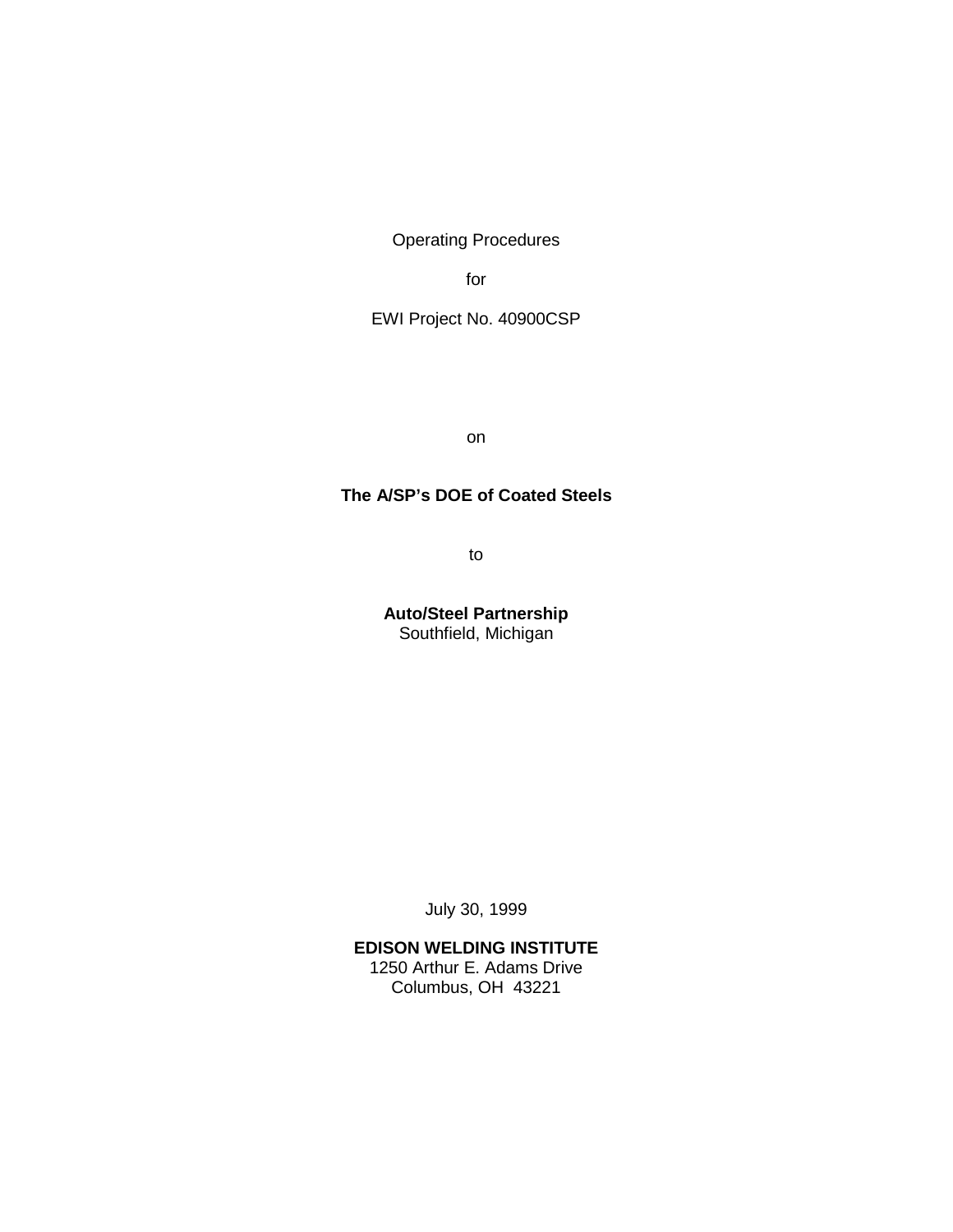Operating Procedures

for

EWI Project No. 40900CSP

on

**The A/SP's DOE of Coated Steels**

to

**Auto/Steel Partnership**
Southfield, Michigan

July 30, 1999

**EDISON WELDING INSTITUTE**
1250 Arthur E. Adams Drive
Columbus, OH 43221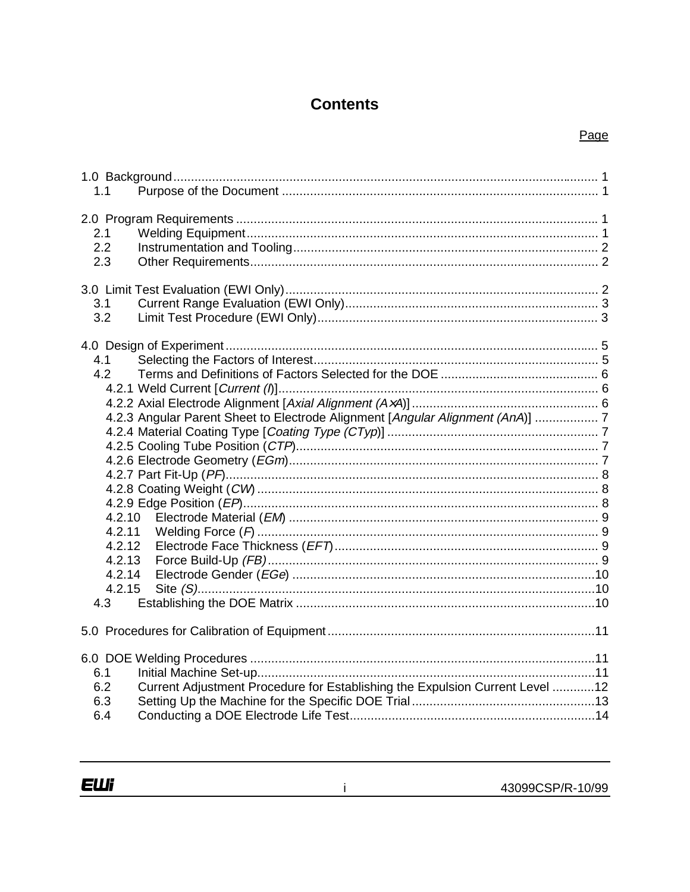# Contents

| | Page |
|---|---|
| 1.0 Background | 1 |
| 1.1 Purpose of the Document | 1 |
| 2.0 Program Requirements | 1 |
| 2.1 Welding Equipment | 1 |
| 2.2 Instrumentation and Tooling | 2 |
| 2.3 Other Requirements | 2 |
| 3.0 Limit Test Evaluation (EWI Only) | 2 |
| 3.1 Current Range Evaluation (EWI Only) | 3 |
| 3.2 Limit Test Procedure (EWI Only) | 3 |
| 4.0 Design of Experiment | 5 |
| 4.1 Selecting the Factors of Interest | 5 |
| 4.2 Terms and Definitions of Factors Selected for the DOE | 6 |
| 4.2.1 Weld Current [*Current (I)*] | 6 |
| 4.2.2 Axial Electrode Alignment [*Axial Alignment (A×A)*] | 6 |
| 4.2.3 Angular Parent Sheet to Electrode Alignment [*Angular Alignment (AnA)*] | 7 |
| 4.2.4 Material Coating Type [*Coating Type (CTyp)*] | 7 |
| 4.2.5 Cooling Tube Position (*CTP*) | 7 |
| 4.2.6 Electrode Geometry (*EGm*) | 7 |
| 4.2.7 Part Fit-Up (*PF*) | 8 |
| 4.2.8 Coating Weight (*CW*) | 8 |
| 4.2.9 Edge Position (*EP*) | 8 |
| 4.2.10 Electrode Material (*EM*) | 9 |
| 4.2.11 Welding Force (*F*) | 9 |
| 4.2.12 Electrode Face Thickness (*EFT*) | 9 |
| 4.2.13 Force Build-Up *(FB)* | 9 |
| 4.2.14 Electrode Gender (*EGe*) | 10 |
| 4.2.15 Site *(S)* | 10 |
| 4.3 Establishing the DOE Matrix | 10 |
| 5.0 Procedures for Calibration of Equipment | 11 |
| 6.0 DOE Welding Procedures | 11 |
| 6.1 Initial Machine Set-up | 11 |
| 6.2 Current Adjustment Procedure for Establishing the Expulsion Current Level | 12 |
| 6.3 Setting Up the Machine for the Specific DOE Trial | 13 |
| 6.4 Conducting a DOE Electrode Life Test | 14 |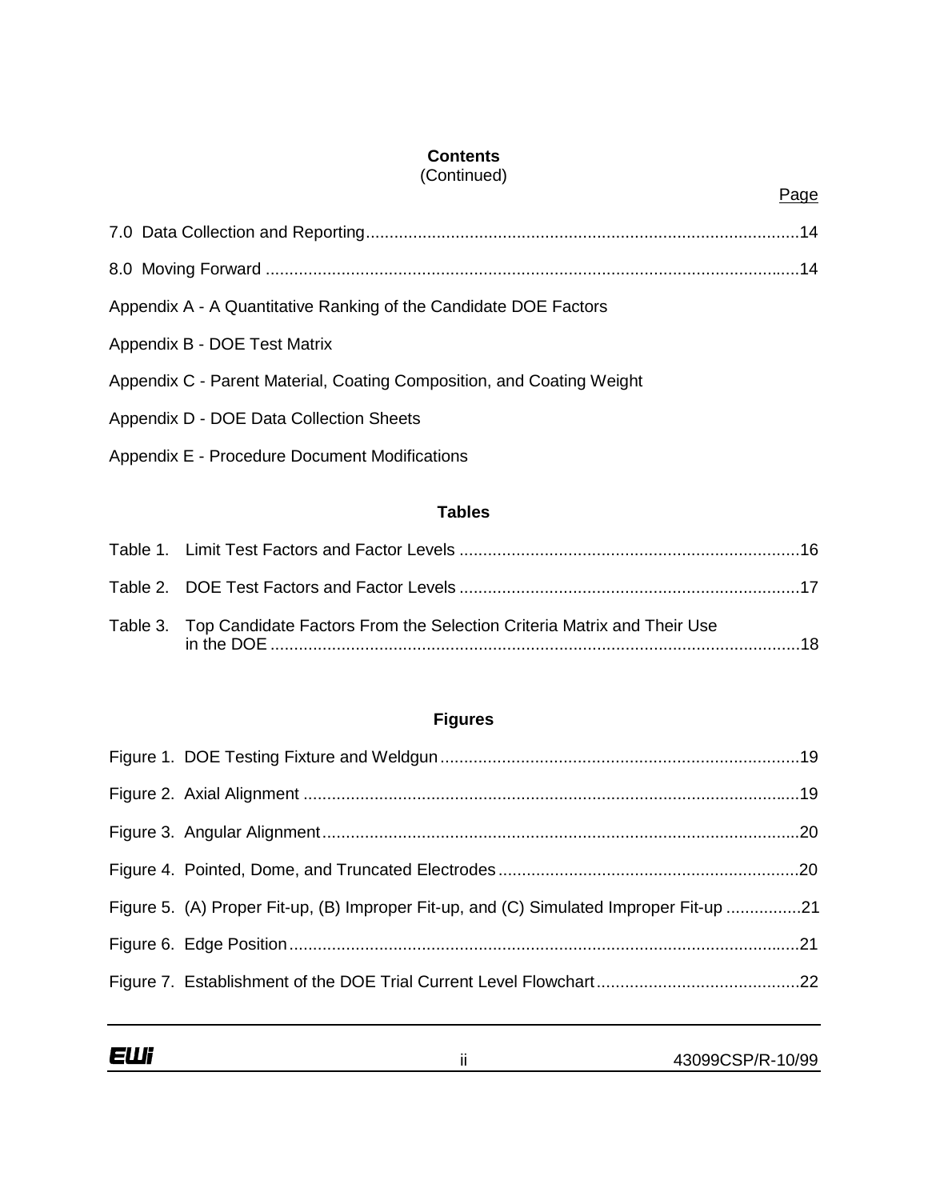**Contents**
(Continued)

Page

7.0 Data Collection and Reporting ........................................................................................14

8.0 Moving Forward ................................................................................................................14

Appendix A - A Quantitative Ranking of the Candidate DOE Factors

Appendix B - DOE Test Matrix

Appendix C - Parent Material, Coating Composition, and Coating Weight

Appendix D - DOE Data Collection Sheets

Appendix E - Procedure Document Modifications

**Tables**

Table 1. Limit Test Factors and Factor Levels .......................................................................16

Table 2. DOE Test Factors and Factor Levels .......................................................................17

Table 3. Top Candidate Factors From the Selection Criteria Matrix and Their Use in the DOE ................................................................................................................18

**Figures**

Figure 1. DOE Testing Fixture and Weldgun ..........................................................................19

Figure 2. Axial Alignment .......................................................................................................19

Figure 3. Angular Alignment ...................................................................................................20

Figure 4. Pointed, Dome, and Truncated Electrodes ..............................................................20

Figure 5. (A) Proper Fit-up, (B) Improper Fit-up, and (C) Simulated Improper Fit-up ................21

Figure 6. Edge Position ...........................................................................................................21

Figure 7. Establishment of the DOE Trial Current Level Flowchart ..........................................22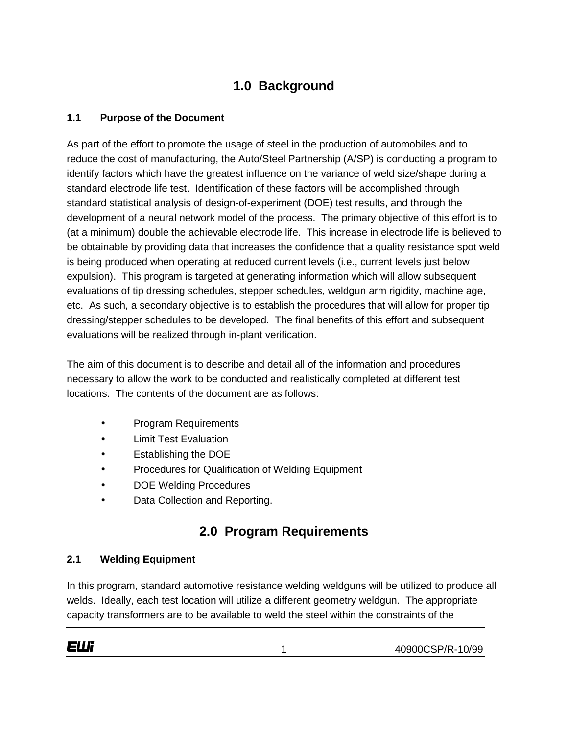# 1.0 Background

### 1.1 Purpose of the Document

As part of the effort to promote the usage of steel in the production of automobiles and to reduce the cost of manufacturing, the Auto/Steel Partnership (A/SP) is conducting a program to identify factors which have the greatest influence on the variance of weld size/shape during a standard electrode life test. Identification of these factors will be accomplished through standard statistical analysis of design-of-experiment (DOE) test results, and through the development of a neural network model of the process. The primary objective of this effort is to (at a minimum) double the achievable electrode life. This increase in electrode life is believed to be obtainable by providing data that increases the confidence that a quality resistance spot weld is being produced when operating at reduced current levels (i.e., current levels just below expulsion). This program is targeted at generating information which will allow subsequent evaluations of tip dressing schedules, stepper schedules, weldgun arm rigidity, machine age, etc. As such, a secondary objective is to establish the procedures that will allow for proper tip dressing/stepper schedules to be developed. The final benefits of this effort and subsequent evaluations will be realized through in-plant verification.

The aim of this document is to describe and detail all of the information and procedures necessary to allow the work to be conducted and realistically completed at different test locations. The contents of the document are as follows:

- Program Requirements
- Limit Test Evaluation
- Establishing the DOE
- Procedures for Qualification of Welding Equipment
- DOE Welding Procedures
- Data Collection and Reporting.

# 2.0 Program Requirements

### 2.1 Welding Equipment

In this program, standard automotive resistance welding weldguns will be utilized to produce all welds. Ideally, each test location will utilize a different geometry weldgun. The appropriate capacity transformers are to be available to weld the steel within the constraints of the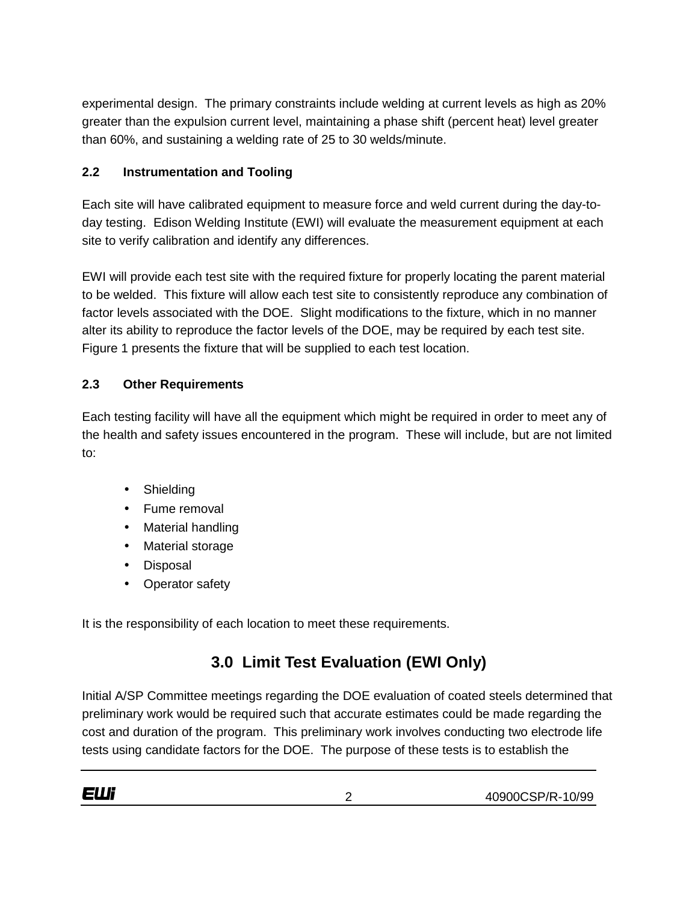experimental design. The primary constraints include welding at current levels as high as 20% greater than the expulsion current level, maintaining a phase shift (percent heat) level greater than 60%, and sustaining a welding rate of 25 to 30 welds/minute.

### 2.2 Instrumentation and Tooling

Each site will have calibrated equipment to measure force and weld current during the day-to-day testing. Edison Welding Institute (EWI) will evaluate the measurement equipment at each site to verify calibration and identify any differences.

EWI will provide each test site with the required fixture for properly locating the parent material to be welded. This fixture will allow each test site to consistently reproduce any combination of factor levels associated with the DOE. Slight modifications to the fixture, which in no manner alter its ability to reproduce the factor levels of the DOE, may be required by each test site. Figure 1 presents the fixture that will be supplied to each test location.

### 2.3 Other Requirements

Each testing facility will have all the equipment which might be required in order to meet any of the health and safety issues encountered in the program. These will include, but are not limited to:

- Shielding
- Fume removal
- Material handling
- Material storage
- Disposal
- Operator safety

It is the responsibility of each location to meet these requirements.

## 3.0 Limit Test Evaluation (EWI Only)

Initial A/SP Committee meetings regarding the DOE evaluation of coated steels determined that preliminary work would be required such that accurate estimates could be made regarding the cost and duration of the program. This preliminary work involves conducting two electrode life tests using candidate factors for the DOE. The purpose of these tests is to establish the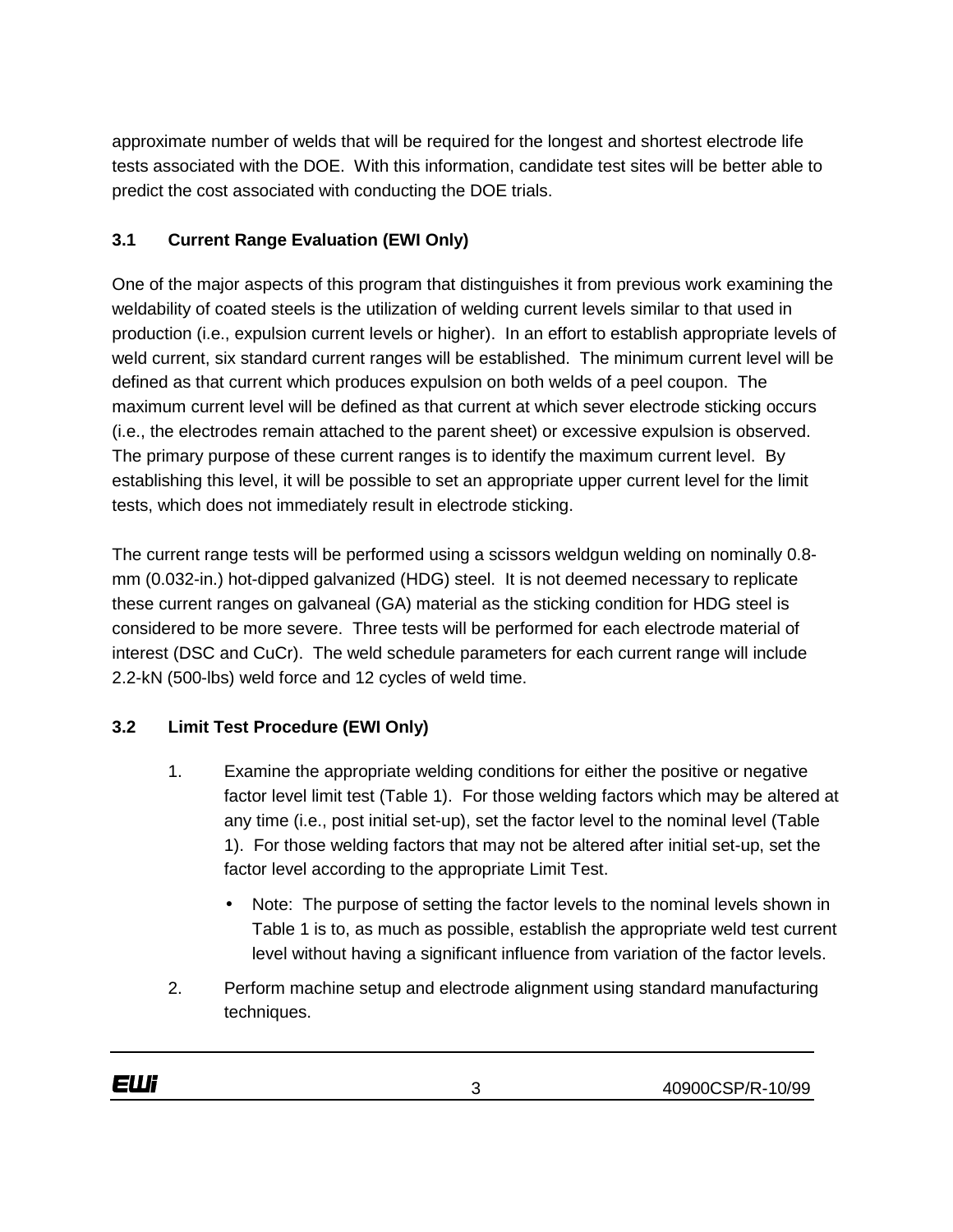approximate number of welds that will be required for the longest and shortest electrode life tests associated with the DOE. With this information, candidate test sites will be better able to predict the cost associated with conducting the DOE trials.

### 3.1 Current Range Evaluation (EWI Only)

One of the major aspects of this program that distinguishes it from previous work examining the weldability of coated steels is the utilization of welding current levels similar to that used in production (i.e., expulsion current levels or higher). In an effort to establish appropriate levels of weld current, six standard current ranges will be established. The minimum current level will be defined as that current which produces expulsion on both welds of a peel coupon. The maximum current level will be defined as that current at which sever electrode sticking occurs (i.e., the electrodes remain attached to the parent sheet) or excessive expulsion is observed. The primary purpose of these current ranges is to identify the maximum current level. By establishing this level, it will be possible to set an appropriate upper current level for the limit tests, which does not immediately result in electrode sticking.

The current range tests will be performed using a scissors weldgun welding on nominally 0.8-mm (0.032-in.) hot-dipped galvanized (HDG) steel. It is not deemed necessary to replicate these current ranges on galvaneal (GA) material as the sticking condition for HDG steel is considered to be more severe. Three tests will be performed for each electrode material of interest (DSC and CuCr). The weld schedule parameters for each current range will include 2.2-kN (500-lbs) weld force and 12 cycles of weld time.

### 3.2 Limit Test Procedure (EWI Only)

1. Examine the appropriate welding conditions for either the positive or negative factor level limit test (Table 1). For those welding factors which may be altered at any time (i.e., post initial set-up), set the factor level to the nominal level (Table 1). For those welding factors that may not be altered after initial set-up, set the factor level according to the appropriate Limit Test.

   - Note: The purpose of setting the factor levels to the nominal levels shown in Table 1 is to, as much as possible, establish the appropriate weld test current level without having a significant influence from variation of the factor levels.

2. Perform machine setup and electrode alignment using standard manufacturing techniques.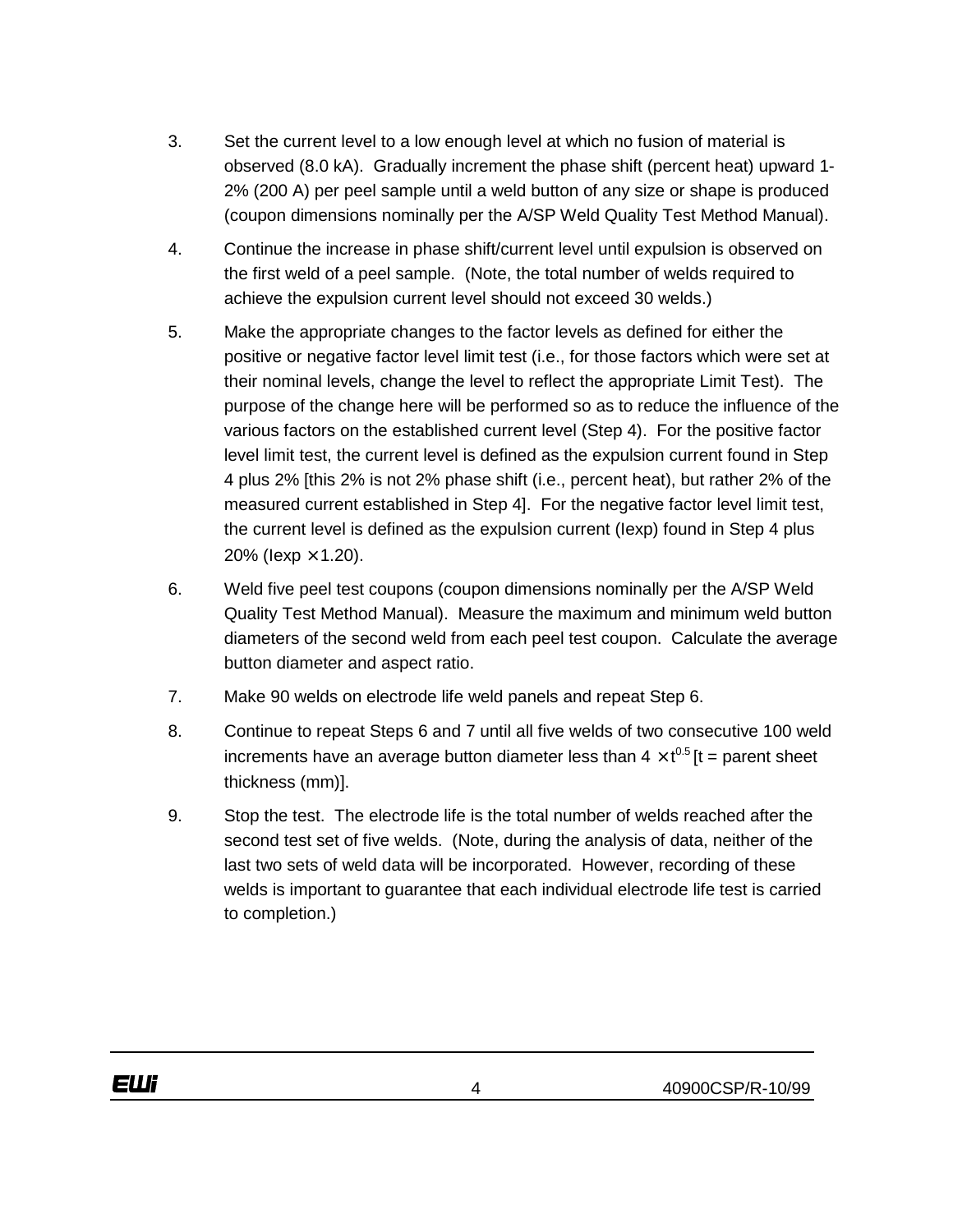3. Set the current level to a low enough level at which no fusion of material is observed (8.0 kA). Gradually increment the phase shift (percent heat) upward 1-2% (200 A) per peel sample until a weld button of any size or shape is produced (coupon dimensions nominally per the A/SP Weld Quality Test Method Manual).

4. Continue the increase in phase shift/current level until expulsion is observed on the first weld of a peel sample. (Note, the total number of welds required to achieve the expulsion current level should not exceed 30 welds.)

5. Make the appropriate changes to the factor levels as defined for either the positive or negative factor level limit test (i.e., for those factors which were set at their nominal levels, change the level to reflect the appropriate Limit Test). The purpose of the change here will be performed so as to reduce the influence of the various factors on the established current level (Step 4). For the positive factor level limit test, the current level is defined as the expulsion current found in Step 4 plus 2% [this 2% is not 2% phase shift (i.e., percent heat), but rather 2% of the measured current established in Step 4]. For the negative factor level limit test, the current level is defined as the expulsion current (Iexp) found in Step 4 plus 20% (Iexp $\times$ 1.20).

6. Weld five peel test coupons (coupon dimensions nominally per the A/SP Weld Quality Test Method Manual). Measure the maximum and minimum weld button diameters of the second weld from each peel test coupon. Calculate the average button diameter and aspect ratio.

7. Make 90 welds on electrode life weld panels and repeat Step 6.

8. Continue to repeat Steps 6 and 7 until all five welds of two consecutive 100 weld increments have an average button diameter less than $4 \times t^{0.5}$ [t = parent sheet thickness (mm)].

9. Stop the test. The electrode life is the total number of welds reached after the second test set of five welds. (Note, during the analysis of data, neither of the last two sets of weld data will be incorporated. However, recording of these welds is important to guarantee that each individual electrode life test is carried to completion.)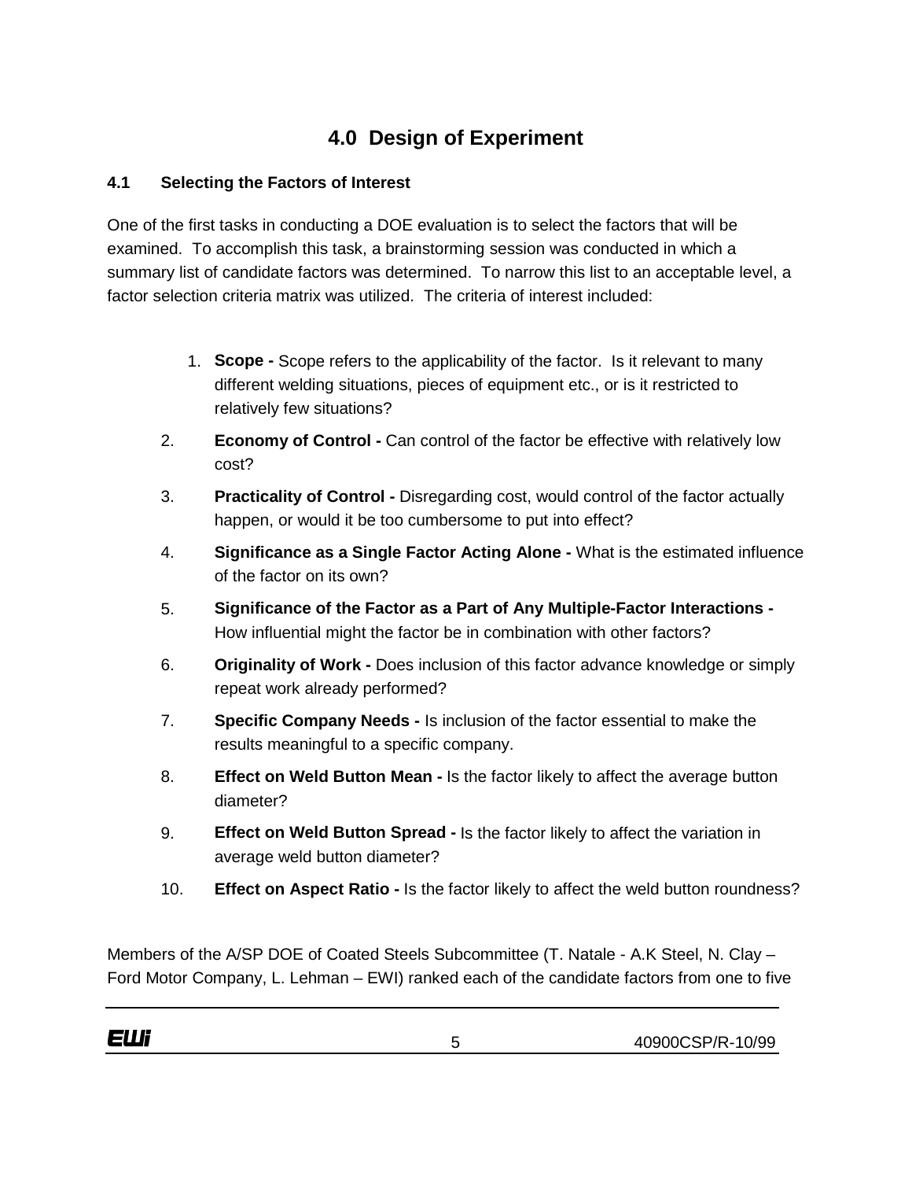# 4.0 Design of Experiment

## 4.1 Selecting the Factors of Interest

One of the first tasks in conducting a DOE evaluation is to select the factors that will be examined. To accomplish this task, a brainstorming session was conducted in which a summary list of candidate factors was determined. To narrow this list to an acceptable level, a factor selection criteria matrix was utilized. The criteria of interest included:

1. **Scope -** Scope refers to the applicability of the factor. Is it relevant to many different welding situations, pieces of equipment etc., or is it restricted to relatively few situations?
2. **Economy of Control -** Can control of the factor be effective with relatively low cost?
3. **Practicality of Control -** Disregarding cost, would control of the factor actually happen, or would it be too cumbersome to put into effect?
4. **Significance as a Single Factor Acting Alone -** What is the estimated influence of the factor on its own?
5. **Significance of the Factor as a Part of Any Multiple-Factor Interactions -** How influential might the factor be in combination with other factors?
6. **Originality of Work -** Does inclusion of this factor advance knowledge or simply repeat work already performed?
7. **Specific Company Needs -** Is inclusion of the factor essential to make the results meaningful to a specific company.
8. **Effect on Weld Button Mean -** Is the factor likely to affect the average button diameter?
9. **Effect on Weld Button Spread -** Is the factor likely to affect the variation in average weld button diameter?
10. **Effect on Aspect Ratio -** Is the factor likely to affect the weld button roundness?

Members of the A/SP DOE of Coated Steels Subcommittee (T. Natale - A.K Steel, N. Clay – Ford Motor Company, L. Lehman – EWI) ranked each of the candidate factors from one to five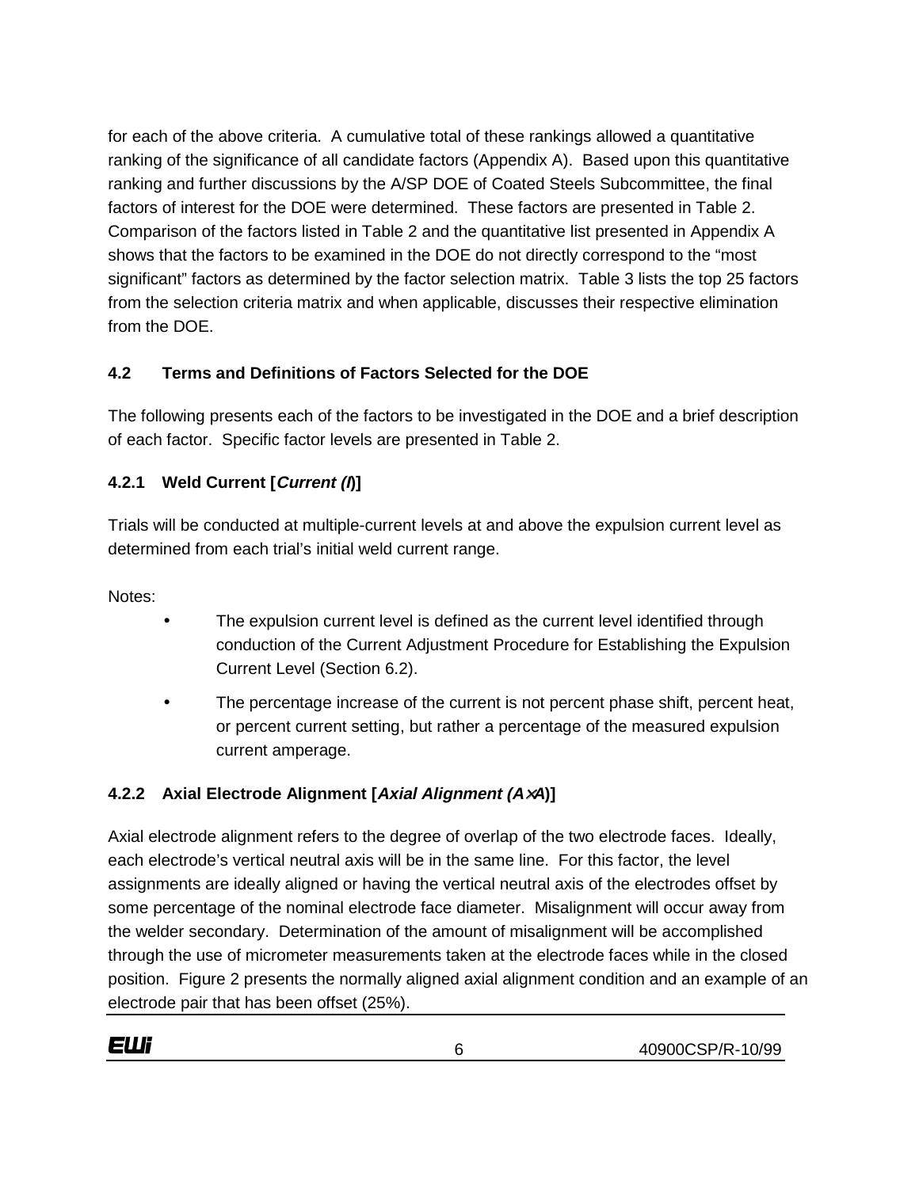for each of the above criteria. A cumulative total of these rankings allowed a quantitative ranking of the significance of all candidate factors (Appendix A). Based upon this quantitative ranking and further discussions by the A/SP DOE of Coated Steels Subcommittee, the final factors of interest for the DOE were determined. These factors are presented in Table 2. Comparison of the factors listed in Table 2 and the quantitative list presented in Appendix A shows that the factors to be examined in the DOE do not directly correspond to the "most significant" factors as determined by the factor selection matrix. Table 3 lists the top 25 factors from the selection criteria matrix and when applicable, discusses their respective elimination from the DOE.

## 4.2 Terms and Definitions of Factors Selected for the DOE

The following presents each of the factors to be investigated in the DOE and a brief description of each factor. Specific factor levels are presented in Table 2.

### 4.2.1 Weld Current [*Current (I)*]

Trials will be conducted at multiple-current levels at and above the expulsion current level as determined from each trial's initial weld current range.

Notes:

- The expulsion current level is defined as the current level identified through conduction of the Current Adjustment Procedure for Establishing the Expulsion Current Level (Section 6.2).
- The percentage increase of the current is not percent phase shift, percent heat, or percent current setting, but rather a percentage of the measured expulsion current amperage.

### 4.2.2 Axial Electrode Alignment [*Axial Alignment (A×A)*]

Axial electrode alignment refers to the degree of overlap of the two electrode faces. Ideally, each electrode's vertical neutral axis will be in the same line. For this factor, the level assignments are ideally aligned or having the vertical neutral axis of the electrodes offset by some percentage of the nominal electrode face diameter. Misalignment will occur away from the welder secondary. Determination of the amount of misalignment will be accomplished through the use of micrometer measurements taken at the electrode faces while in the closed position. Figure 2 presents the normally aligned axial alignment condition and an example of an electrode pair that has been offset (25%).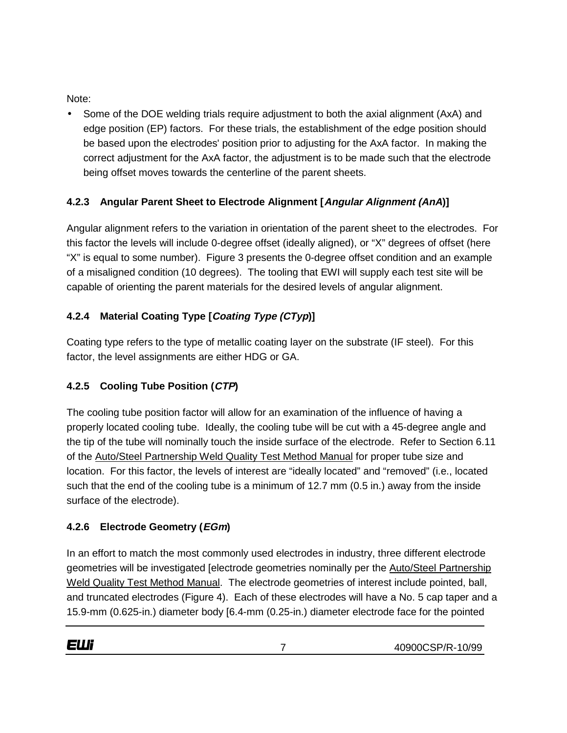Note:

- Some of the DOE welding trials require adjustment to both the axial alignment (AxA) and edge position (EP) factors. For these trials, the establishment of the edge position should be based upon the electrodes' position prior to adjusting for the AxA factor. In making the correct adjustment for the AxA factor, the adjustment is to be made such that the electrode being offset moves towards the centerline of the parent sheets.

### 4.2.3 Angular Parent Sheet to Electrode Alignment [*Angular Alignment (AnA)*]

Angular alignment refers to the variation in orientation of the parent sheet to the electrodes. For this factor the levels will include 0-degree offset (ideally aligned), or "X" degrees of offset (here "X" is equal to some number). Figure 3 presents the 0-degree offset condition and an example of a misaligned condition (10 degrees). The tooling that EWI will supply each test site will be capable of orienting the parent materials for the desired levels of angular alignment.

### 4.2.4 Material Coating Type [*Coating Type (CTyp)*]

Coating type refers to the type of metallic coating layer on the substrate (IF steel). For this factor, the level assignments are either HDG or GA.

### 4.2.5 Cooling Tube Position (*CTP*)

The cooling tube position factor will allow for an examination of the influence of having a properly located cooling tube. Ideally, the cooling tube will be cut with a 45-degree angle and the tip of the tube will nominally touch the inside surface of the electrode. Refer to Section 6.11 of the Auto/Steel Partnership Weld Quality Test Method Manual for proper tube size and location. For this factor, the levels of interest are "ideally located" and "removed" (i.e., located such that the end of the cooling tube is a minimum of 12.7 mm (0.5 in.) away from the inside surface of the electrode).

### 4.2.6 Electrode Geometry (*EGm*)

In an effort to match the most commonly used electrodes in industry, three different electrode geometries will be investigated [electrode geometries nominally per the Auto/Steel Partnership Weld Quality Test Method Manual. The electrode geometries of interest include pointed, ball, and truncated electrodes (Figure 4). Each of these electrodes will have a No. 5 cap taper and a 15.9-mm (0.625-in.) diameter body [6.4-mm (0.25-in.) diameter electrode face for the pointed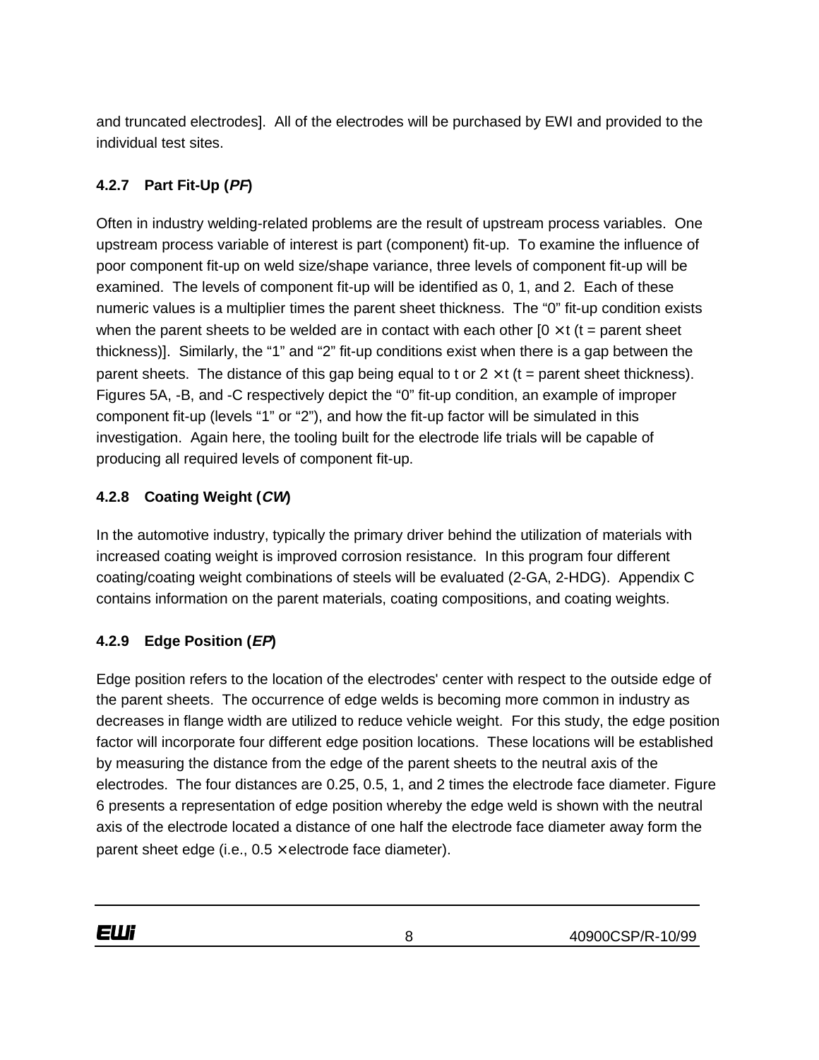and truncated electrodes]. All of the electrodes will be purchased by EWI and provided to the individual test sites.

### 4.2.7 Part Fit-Up (*PF*)

Often in industry welding-related problems are the result of upstream process variables. One upstream process variable of interest is part (component) fit-up. To examine the influence of poor component fit-up on weld size/shape variance, three levels of component fit-up will be examined. The levels of component fit-up will be identified as 0, 1, and 2. Each of these numeric values is a multiplier times the parent sheet thickness. The "0" fit-up condition exists when the parent sheets to be welded are in contact with each other [$0 \times t$ (t = parent sheet thickness)]. Similarly, the "1" and "2" fit-up conditions exist when there is a gap between the parent sheets. The distance of this gap being equal to t or $2 \times t$ (t = parent sheet thickness). Figures 5A, -B, and -C respectively depict the "0" fit-up condition, an example of improper component fit-up (levels "1" or "2"), and how the fit-up factor will be simulated in this investigation. Again here, the tooling built for the electrode life trials will be capable of producing all required levels of component fit-up.

### 4.2.8 Coating Weight (*CW*)

In the automotive industry, typically the primary driver behind the utilization of materials with increased coating weight is improved corrosion resistance. In this program four different coating/coating weight combinations of steels will be evaluated (2-GA, 2-HDG). Appendix C contains information on the parent materials, coating compositions, and coating weights.

### 4.2.9 Edge Position (*EP*)

Edge position refers to the location of the electrodes' center with respect to the outside edge of the parent sheets. The occurrence of edge welds is becoming more common in industry as decreases in flange width are utilized to reduce vehicle weight. For this study, the edge position factor will incorporate four different edge position locations. These locations will be established by measuring the distance from the edge of the parent sheets to the neutral axis of the electrodes. The four distances are 0.25, 0.5, 1, and 2 times the electrode face diameter. Figure 6 presents a representation of edge position whereby the edge weld is shown with the neutral axis of the electrode located a distance of one half the electrode face diameter away form the parent sheet edge (i.e., $0.5 \times$ electrode face diameter).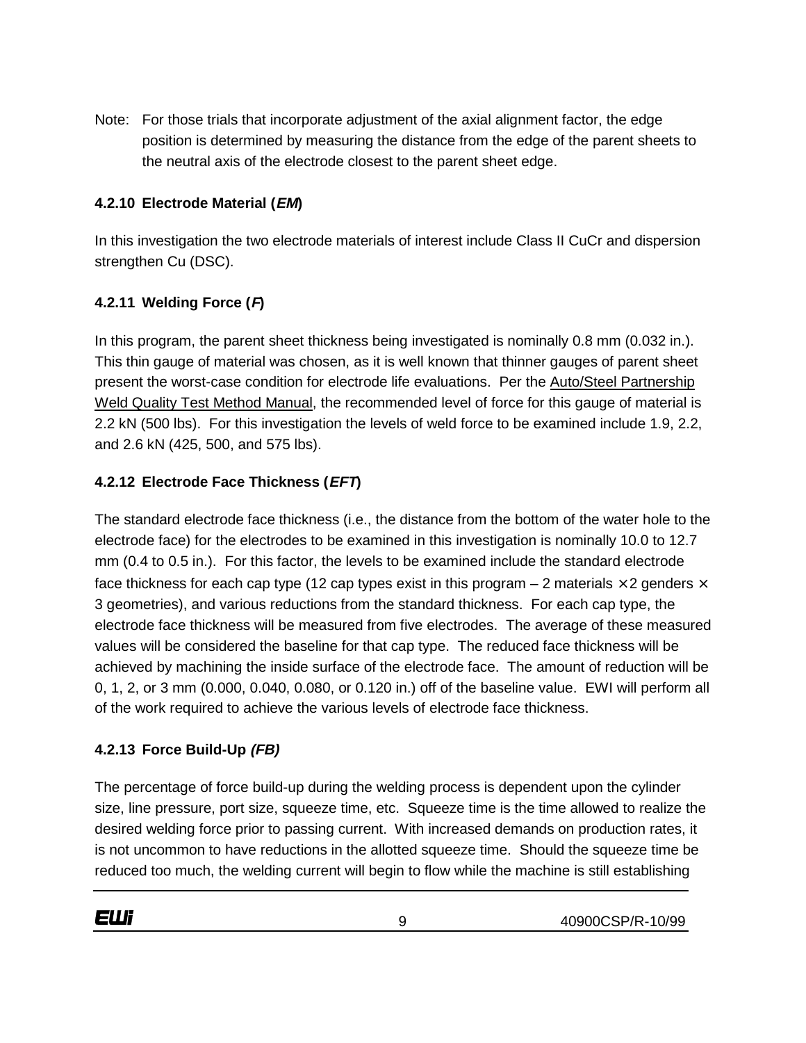Note: For those trials that incorporate adjustment of the axial alignment factor, the edge position is determined by measuring the distance from the edge of the parent sheets to the neutral axis of the electrode closest to the parent sheet edge.

### 4.2.10 Electrode Material (*EM*)

In this investigation the two electrode materials of interest include Class II CuCr and dispersion strengthen Cu (DSC).

### 4.2.11 Welding Force (*F*)

In this program, the parent sheet thickness being investigated is nominally 0.8 mm (0.032 in.). This thin gauge of material was chosen, as it is well known that thinner gauges of parent sheet present the worst-case condition for electrode life evaluations. Per the Auto/Steel Partnership Weld Quality Test Method Manual, the recommended level of force for this gauge of material is 2.2 kN (500 lbs). For this investigation the levels of weld force to be examined include 1.9, 2.2, and 2.6 kN (425, 500, and 575 lbs).

### 4.2.12 Electrode Face Thickness (*EFT*)

The standard electrode face thickness (i.e., the distance from the bottom of the water hole to the electrode face) for the electrodes to be examined in this investigation is nominally 10.0 to 12.7 mm (0.4 to 0.5 in.). For this factor, the levels to be examined include the standard electrode face thickness for each cap type (12 cap types exist in this program – 2 materials × 2 genders × 3 geometries), and various reductions from the standard thickness. For each cap type, the electrode face thickness will be measured from five electrodes. The average of these measured values will be considered the baseline for that cap type. The reduced face thickness will be achieved by machining the inside surface of the electrode face. The amount of reduction will be 0, 1, 2, or 3 mm (0.000, 0.040, 0.080, or 0.120 in.) off of the baseline value. EWI will perform all of the work required to achieve the various levels of electrode face thickness.

### 4.2.13 Force Build-Up *(FB)*

The percentage of force build-up during the welding process is dependent upon the cylinder size, line pressure, port size, squeeze time, etc. Squeeze time is the time allowed to realize the desired welding force prior to passing current. With increased demands on production rates, it is not uncommon to have reductions in the allotted squeeze time. Should the squeeze time be reduced too much, the welding current will begin to flow while the machine is still establishing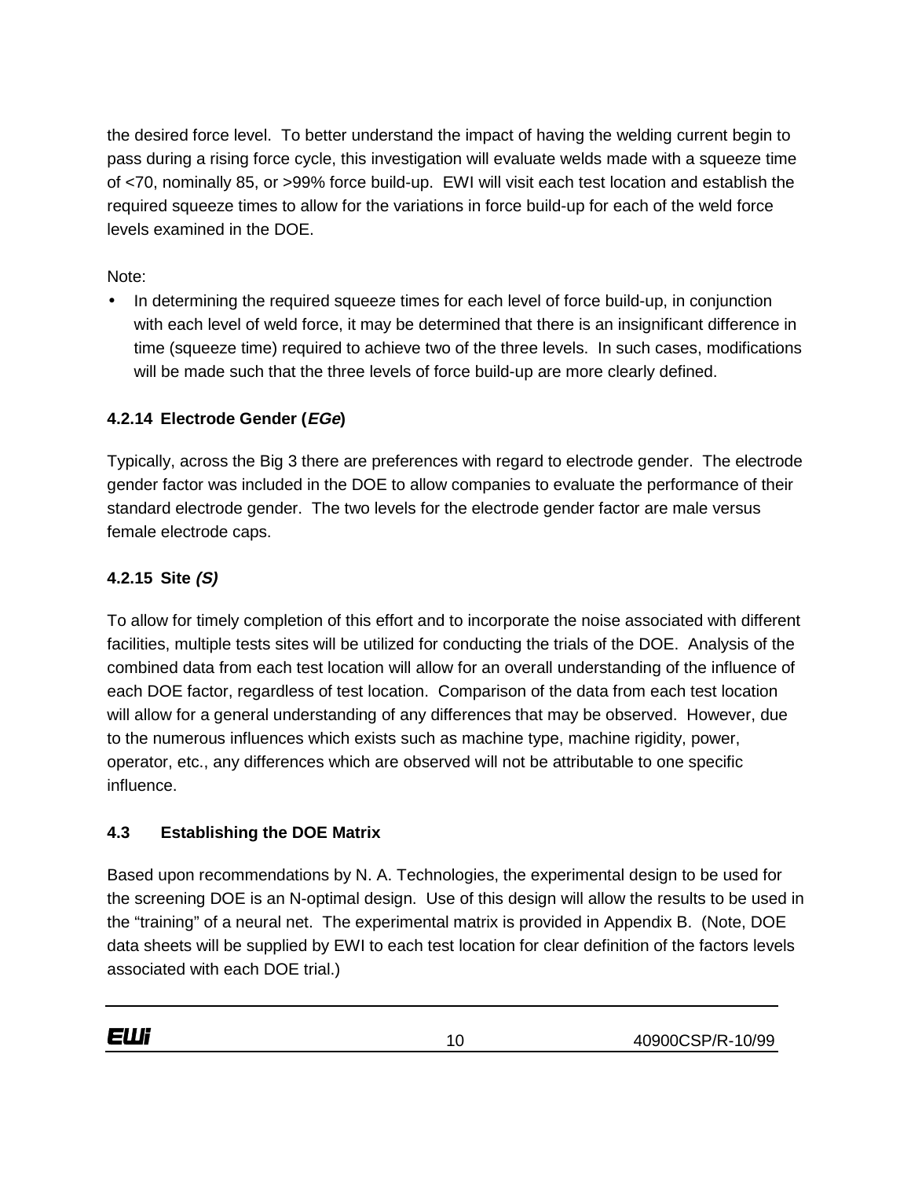the desired force level. To better understand the impact of having the welding current begin to pass during a rising force cycle, this investigation will evaluate welds made with a squeeze time of <70, nominally 85, or >99% force build-up. EWI will visit each test location and establish the required squeeze times to allow for the variations in force build-up for each of the weld force levels examined in the DOE.

Note:

- In determining the required squeeze times for each level of force build-up, in conjunction with each level of weld force, it may be determined that there is an insignificant difference in time (squeeze time) required to achieve two of the three levels. In such cases, modifications will be made such that the three levels of force build-up are more clearly defined.

#### 4.2.14 Electrode Gender (*EGe*)

Typically, across the Big 3 there are preferences with regard to electrode gender. The electrode gender factor was included in the DOE to allow companies to evaluate the performance of their standard electrode gender. The two levels for the electrode gender factor are male versus female electrode caps.

#### 4.2.15 Site *(S)*

To allow for timely completion of this effort and to incorporate the noise associated with different facilities, multiple tests sites will be utilized for conducting the trials of the DOE. Analysis of the combined data from each test location will allow for an overall understanding of the influence of each DOE factor, regardless of test location. Comparison of the data from each test location will allow for a general understanding of any differences that may be observed. However, due to the numerous influences which exists such as machine type, machine rigidity, power, operator, etc., any differences which are observed will not be attributable to one specific influence.

### 4.3 Establishing the DOE Matrix

Based upon recommendations by N. A. Technologies, the experimental design to be used for the screening DOE is an N-optimal design. Use of this design will allow the results to be used in the "training" of a neural net. The experimental matrix is provided in Appendix B. (Note, DOE data sheets will be supplied by EWI to each test location for clear definition of the factors levels associated with each DOE trial.)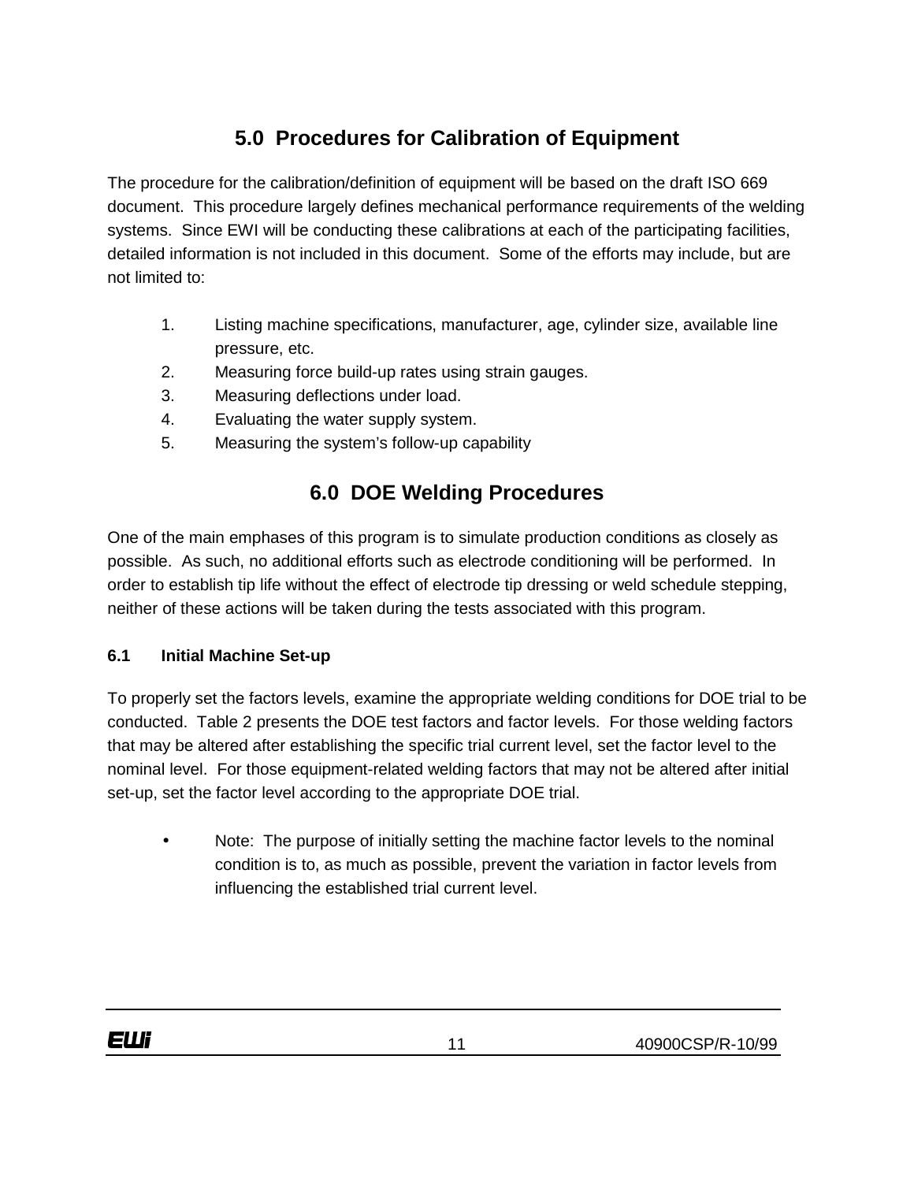## 5.0 Procedures for Calibration of Equipment

The procedure for the calibration/definition of equipment will be based on the draft ISO 669 document. This procedure largely defines mechanical performance requirements of the welding systems. Since EWI will be conducting these calibrations at each of the participating facilities, detailed information is not included in this document. Some of the efforts may include, but are not limited to:

1. Listing machine specifications, manufacturer, age, cylinder size, available line pressure, etc.
2. Measuring force build-up rates using strain gauges.
3. Measuring deflections under load.
4. Evaluating the water supply system.
5. Measuring the system's follow-up capability

## 6.0 DOE Welding Procedures

One of the main emphases of this program is to simulate production conditions as closely as possible. As such, no additional efforts such as electrode conditioning will be performed. In order to establish tip life without the effect of electrode tip dressing or weld schedule stepping, neither of these actions will be taken during the tests associated with this program.

### 6.1 Initial Machine Set-up

To properly set the factors levels, examine the appropriate welding conditions for DOE trial to be conducted. Table 2 presents the DOE test factors and factor levels. For those welding factors that may be altered after establishing the specific trial current level, set the factor level to the nominal level. For those equipment-related welding factors that may not be altered after initial set-up, set the factor level according to the appropriate DOE trial.

- Note: The purpose of initially setting the machine factor levels to the nominal condition is to, as much as possible, prevent the variation in factor levels from influencing the established trial current level.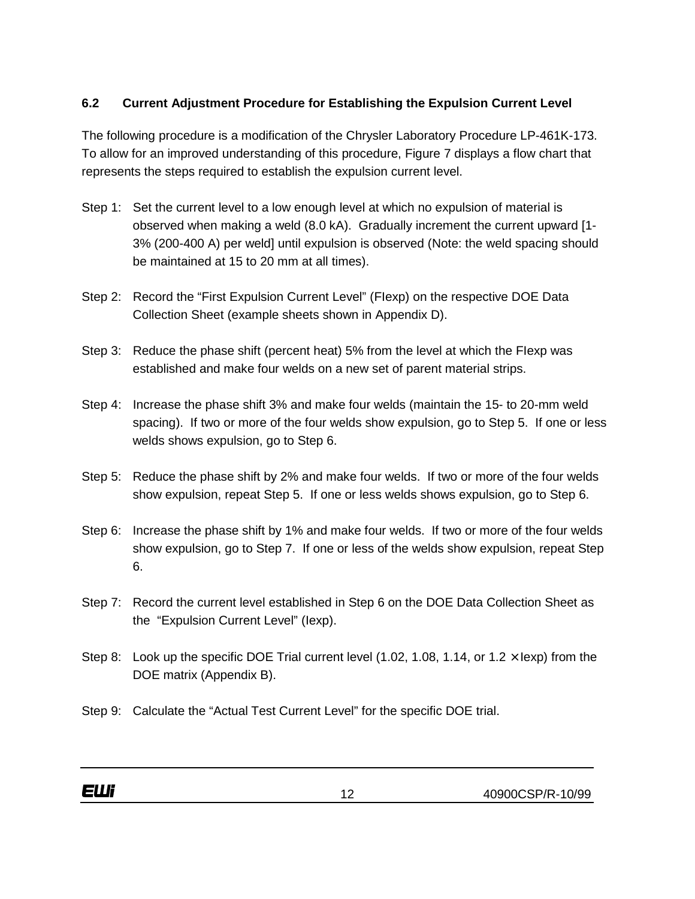### 6.2 Current Adjustment Procedure for Establishing the Expulsion Current Level

The following procedure is a modification of the Chrysler Laboratory Procedure LP-461K-173. To allow for an improved understanding of this procedure, Figure 7 displays a flow chart that represents the steps required to establish the expulsion current level.

Step 1: Set the current level to a low enough level at which no expulsion of material is observed when making a weld (8.0 kA). Gradually increment the current upward [1-3% (200-400 A) per weld] until expulsion is observed (Note: the weld spacing should be maintained at 15 to 20 mm at all times).

Step 2: Record the "First Expulsion Current Level" (FIexp) on the respective DOE Data Collection Sheet (example sheets shown in Appendix D).

Step 3: Reduce the phase shift (percent heat) 5% from the level at which the FIexp was established and make four welds on a new set of parent material strips.

Step 4: Increase the phase shift 3% and make four welds (maintain the 15- to 20-mm weld spacing). If two or more of the four welds show expulsion, go to Step 5. If one or less welds shows expulsion, go to Step 6.

Step 5: Reduce the phase shift by 2% and make four welds. If two or more of the four welds show expulsion, repeat Step 5. If one or less welds shows expulsion, go to Step 6.

Step 6: Increase the phase shift by 1% and make four welds. If two or more of the four welds show expulsion, go to Step 7. If one or less of the welds show expulsion, repeat Step 6.

Step 7: Record the current level established in Step 6 on the DOE Data Collection Sheet as the "Expulsion Current Level" (Iexp).

Step 8: Look up the specific DOE Trial current level (1.02, 1.08, 1.14, or 1.2 × Iexp) from the DOE matrix (Appendix B).

Step 9: Calculate the "Actual Test Current Level" for the specific DOE trial.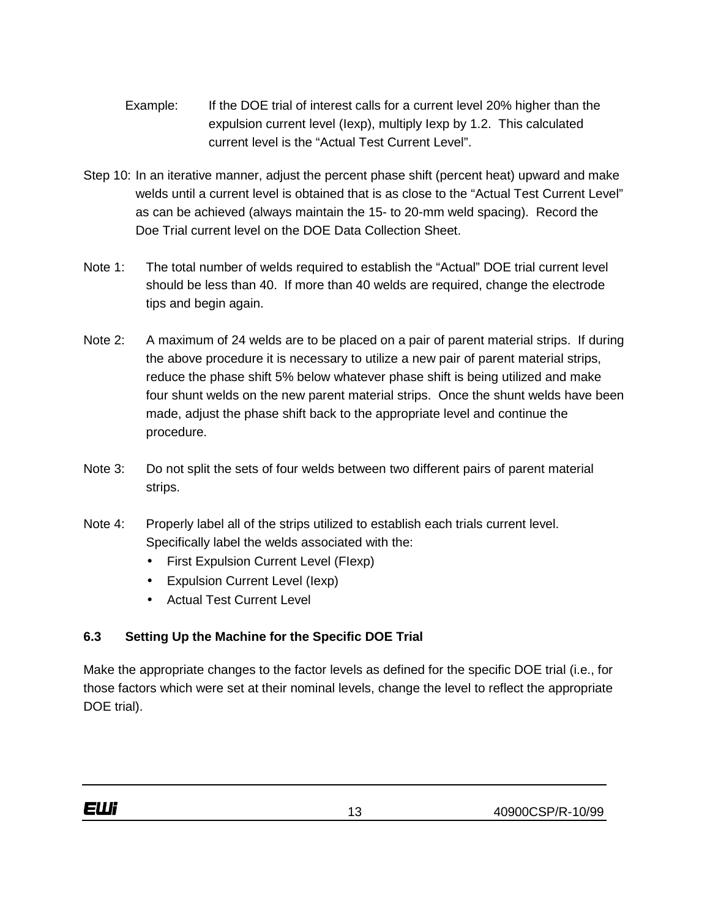Example: If the DOE trial of interest calls for a current level 20% higher than the expulsion current level (Iexp), multiply Iexp by 1.2. This calculated current level is the "Actual Test Current Level".

Step 10: In an iterative manner, adjust the percent phase shift (percent heat) upward and make welds until a current level is obtained that is as close to the "Actual Test Current Level" as can be achieved (always maintain the 15- to 20-mm weld spacing). Record the Doe Trial current level on the DOE Data Collection Sheet.

Note 1: The total number of welds required to establish the "Actual" DOE trial current level should be less than 40. If more than 40 welds are required, change the electrode tips and begin again.

Note 2: A maximum of 24 welds are to be placed on a pair of parent material strips. If during the above procedure it is necessary to utilize a new pair of parent material strips, reduce the phase shift 5% below whatever phase shift is being utilized and make four shunt welds on the new parent material strips. Once the shunt welds have been made, adjust the phase shift back to the appropriate level and continue the procedure.

Note 3: Do not split the sets of four welds between two different pairs of parent material strips.

Note 4: Properly label all of the strips utilized to establish each trials current level. Specifically label the welds associated with the:

- First Expulsion Current Level (FIexp)
- Expulsion Current Level (Iexp)
- Actual Test Current Level

### 6.3 Setting Up the Machine for the Specific DOE Trial

Make the appropriate changes to the factor levels as defined for the specific DOE trial (i.e., for those factors which were set at their nominal levels, change the level to reflect the appropriate DOE trial).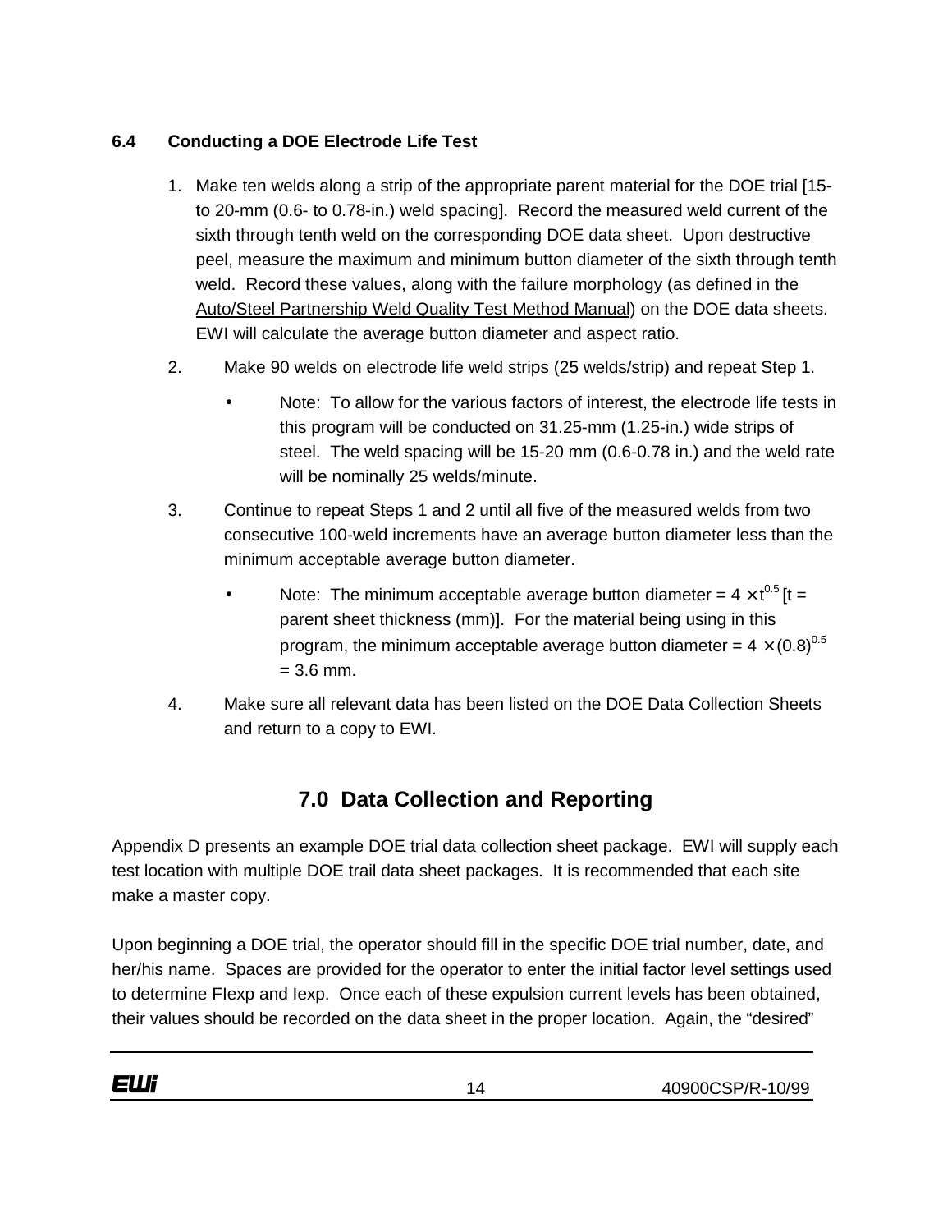### 6.4 Conducting a DOE Electrode Life Test

1. Make ten welds along a strip of the appropriate parent material for the DOE trial [15- to 20-mm (0.6- to 0.78-in.) weld spacing]. Record the measured weld current of the sixth through tenth weld on the corresponding DOE data sheet. Upon destructive peel, measure the maximum and minimum button diameter of the sixth through tenth weld. Record these values, along with the failure morphology (as defined in the Auto/Steel Partnership Weld Quality Test Method Manual) on the DOE data sheets. EWI will calculate the average button diameter and aspect ratio.

2. Make 90 welds on electrode life weld strips (25 welds/strip) and repeat Step 1.

   - Note: To allow for the various factors of interest, the electrode life tests in this program will be conducted on 31.25-mm (1.25-in.) wide strips of steel. The weld spacing will be 15-20 mm (0.6-0.78 in.) and the weld rate will be nominally 25 welds/minute.

3. Continue to repeat Steps 1 and 2 until all five of the measured welds from two consecutive 100-weld increments have an average button diameter less than the minimum acceptable average button diameter.

   - Note: The minimum acceptable average button diameter = $4 \times t^{0.5}$ [t = parent sheet thickness (mm)]. For the material being using in this program, the minimum acceptable average button diameter = $4 \times (0.8)^{0.5}$ = 3.6 mm.

4. Make sure all relevant data has been listed on the DOE Data Collection Sheets and return to a copy to EWI.

## 7.0 Data Collection and Reporting

Appendix D presents an example DOE trial data collection sheet package. EWI will supply each test location with multiple DOE trail data sheet packages. It is recommended that each site make a master copy.

Upon beginning a DOE trial, the operator should fill in the specific DOE trial number, date, and her/his name. Spaces are provided for the operator to enter the initial factor level settings used to determine FIexp and Iexp. Once each of these expulsion current levels has been obtained, their values should be recorded on the data sheet in the proper location. Again, the "desired"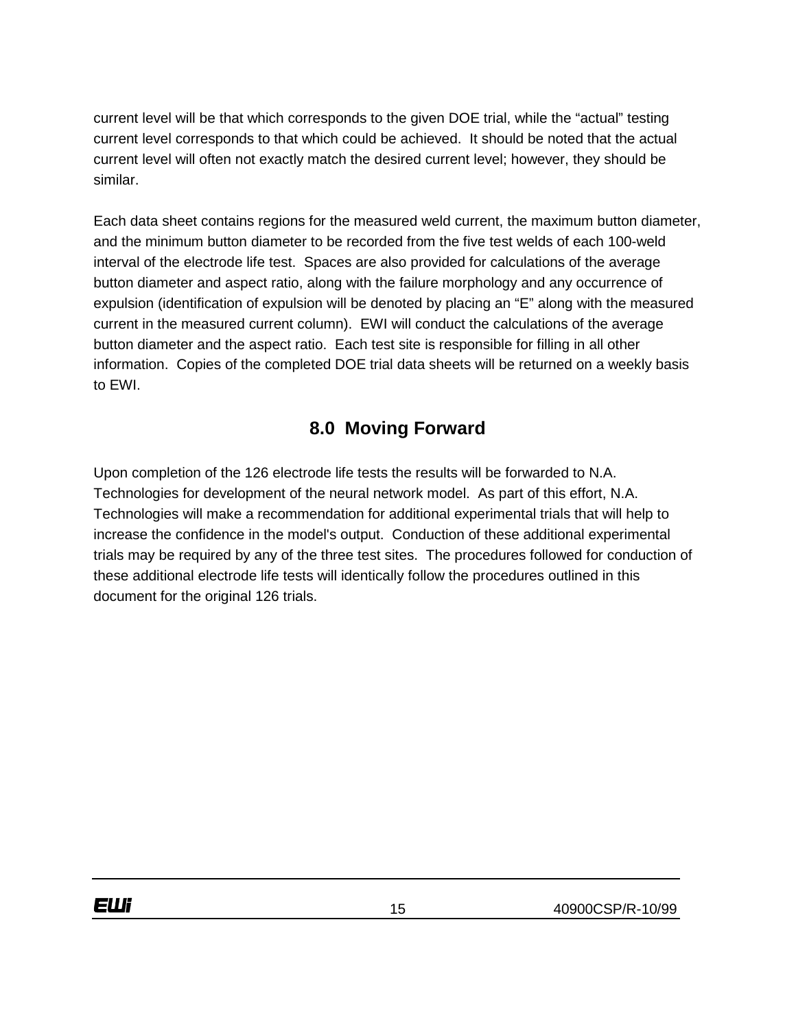current level will be that which corresponds to the given DOE trial, while the “actual” testing current level corresponds to that which could be achieved. It should be noted that the actual current level will often not exactly match the desired current level; however, they should be similar.

Each data sheet contains regions for the measured weld current, the maximum button diameter, and the minimum button diameter to be recorded from the five test welds of each 100-weld interval of the electrode life test. Spaces are also provided for calculations of the average button diameter and aspect ratio, along with the failure morphology and any occurrence of expulsion (identification of expulsion will be denoted by placing an “E” along with the measured current in the measured current column). EWI will conduct the calculations of the average button diameter and the aspect ratio. Each test site is responsible for filling in all other information. Copies of the completed DOE trial data sheets will be returned on a weekly basis to EWI.

## 8.0 Moving Forward

Upon completion of the 126 electrode life tests the results will be forwarded to N.A. Technologies for development of the neural network model. As part of this effort, N.A. Technologies will make a recommendation for additional experimental trials that will help to increase the confidence in the model's output. Conduction of these additional experimental trials may be required by any of the three test sites. The procedures followed for conduction of these additional electrode life tests will identically follow the procedures outlined in this document for the original 126 trials.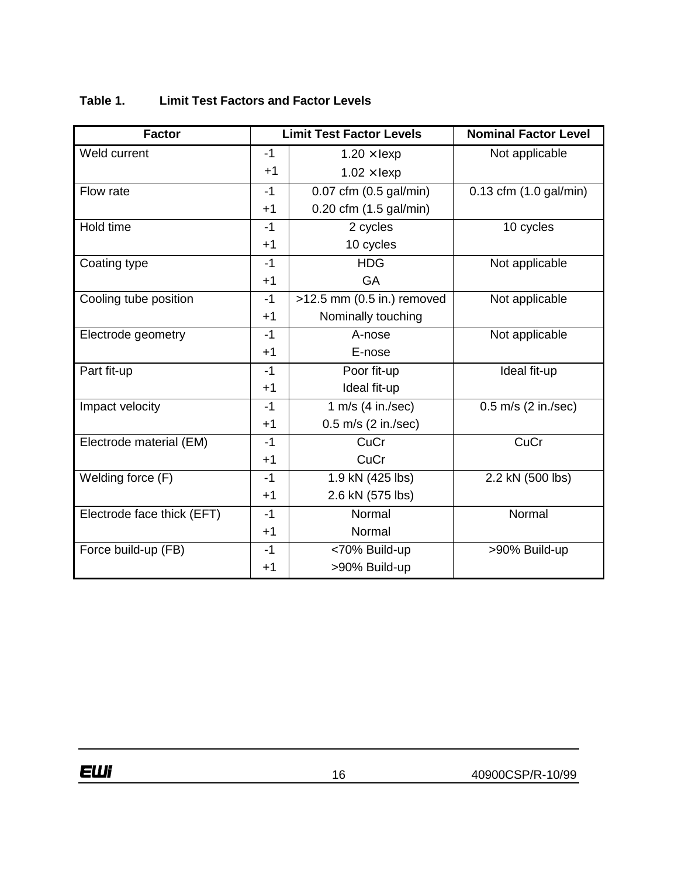**Table 1. Limit Test Factors and Factor Levels**

| Factor | Limit Test Factor Levels | | Nominal Factor Level |
|---|---|---|---|
| Weld current | -1 | 1.20 × Iexp | Not applicable |
| | +1 | 1.02 × Iexp | |
| Flow rate | -1 | 0.07 cfm (0.5 gal/min) | 0.13 cfm (1.0 gal/min) |
| | +1 | 0.20 cfm (1.5 gal/min) | |
| Hold time | -1 | 2 cycles | 10 cycles |
| | +1 | 10 cycles | |
| Coating type | -1 | HDG | Not applicable |
| | +1 | GA | |
| Cooling tube position | -1 | >12.5 mm (0.5 in.) removed | Not applicable |
| | +1 | Nominally touching | |
| Electrode geometry | -1 | A-nose | Not applicable |
| | +1 | E-nose | |
| Part fit-up | -1 | Poor fit-up | Ideal fit-up |
| | +1 | Ideal fit-up | |
| Impact velocity | -1 | 1 m/s (4 in./sec) | 0.5 m/s (2 in./sec) |
| | +1 | 0.5 m/s (2 in./sec) | |
| Electrode material (EM) | -1 | CuCr | CuCr |
| | +1 | CuCr | |
| Welding force (F) | -1 | 1.9 kN (425 lbs) | 2.2 kN (500 lbs) |
| | +1 | 2.6 kN (575 lbs) | |
| Electrode face thick (EFT) | -1 | Normal | Normal |
| | +1 | Normal | |
| Force build-up (FB) | -1 | <70% Build-up | >90% Build-up |
| | +1 | >90% Build-up | |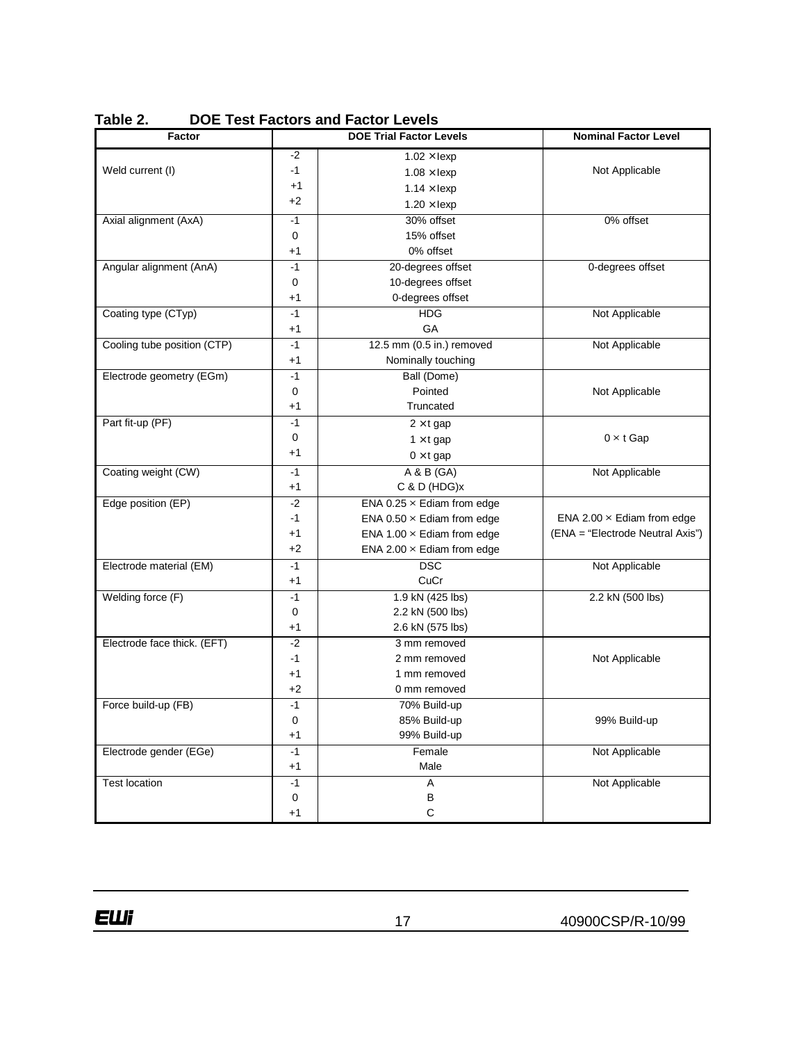**Table 2. DOE Test Factors and Factor Levels**

| Factor | DOE Trial Factor Levels | | Nominal Factor Level |
|---|---|---|---|
| Weld current (I) | -2 | 1.02 × Iexp | Not Applicable |
| | -1 | 1.08 × Iexp | |
| | +1 | 1.14 × Iexp | |
| | +2 | 1.20 × Iexp | |
| Axial alignment (AxA) | -1 | 30% offset | 0% offset |
| | 0 | 15% offset | |
| | +1 | 0% offset | |
| Angular alignment (AnA) | -1 | 20-degrees offset | 0-degrees offset |
| | 0 | 10-degrees offset | |
| | +1 | 0-degrees offset | |
| Coating type (CTyp) | -1 | HDG | Not Applicable |
| | +1 | GA | |
| Cooling tube position (CTP) | -1 | 12.5 mm (0.5 in.) removed | Not Applicable |
| | +1 | Nominally touching | |
| Electrode geometry (EGm) | -1 | Ball (Dome) | Not Applicable |
| | 0 | Pointed | |
| | +1 | Truncated | |
| Part fit-up (PF) | -1 | 2 × t gap | 0 × t Gap |
| | 0 | 1 × t gap | |
| | +1 | 0 × t gap | |
| Coating weight (CW) | -1 | A & B (GA) | Not Applicable |
| | +1 | C & D (HDG)x | |
| Edge position (EP) | -2 | ENA 0.25 × Ediam from edge | ENA 2.00 × Ediam from edge (ENA = "Electrode Neutral Axis") |
| | -1 | ENA 0.50 × Ediam from edge | |
| | +1 | ENA 1.00 × Ediam from edge | |
| | +2 | ENA 2.00 × Ediam from edge | |
| Electrode material (EM) | -1 | DSC | Not Applicable |
| | +1 | CuCr | |
| Welding force (F) | -1 | 1.9 kN (425 lbs) | 2.2 kN (500 lbs) |
| | 0 | 2.2 kN (500 lbs) | |
| | +1 | 2.6 kN (575 lbs) | |
| Electrode face thick. (EFT) | -2 | 3 mm removed | Not Applicable |
| | -1 | 2 mm removed | |
| | +1 | 1 mm removed | |
| | +2 | 0 mm removed | |
| Force build-up (FB) | -1 | 70% Build-up | 99% Build-up |
| | 0 | 85% Build-up | |
| | +1 | 99% Build-up | |
| Electrode gender (EGe) | -1 | Female | Not Applicable |
| | +1 | Male | |
| Test location | -1 | A | Not Applicable |
| | 0 | B | |
| | +1 | C | |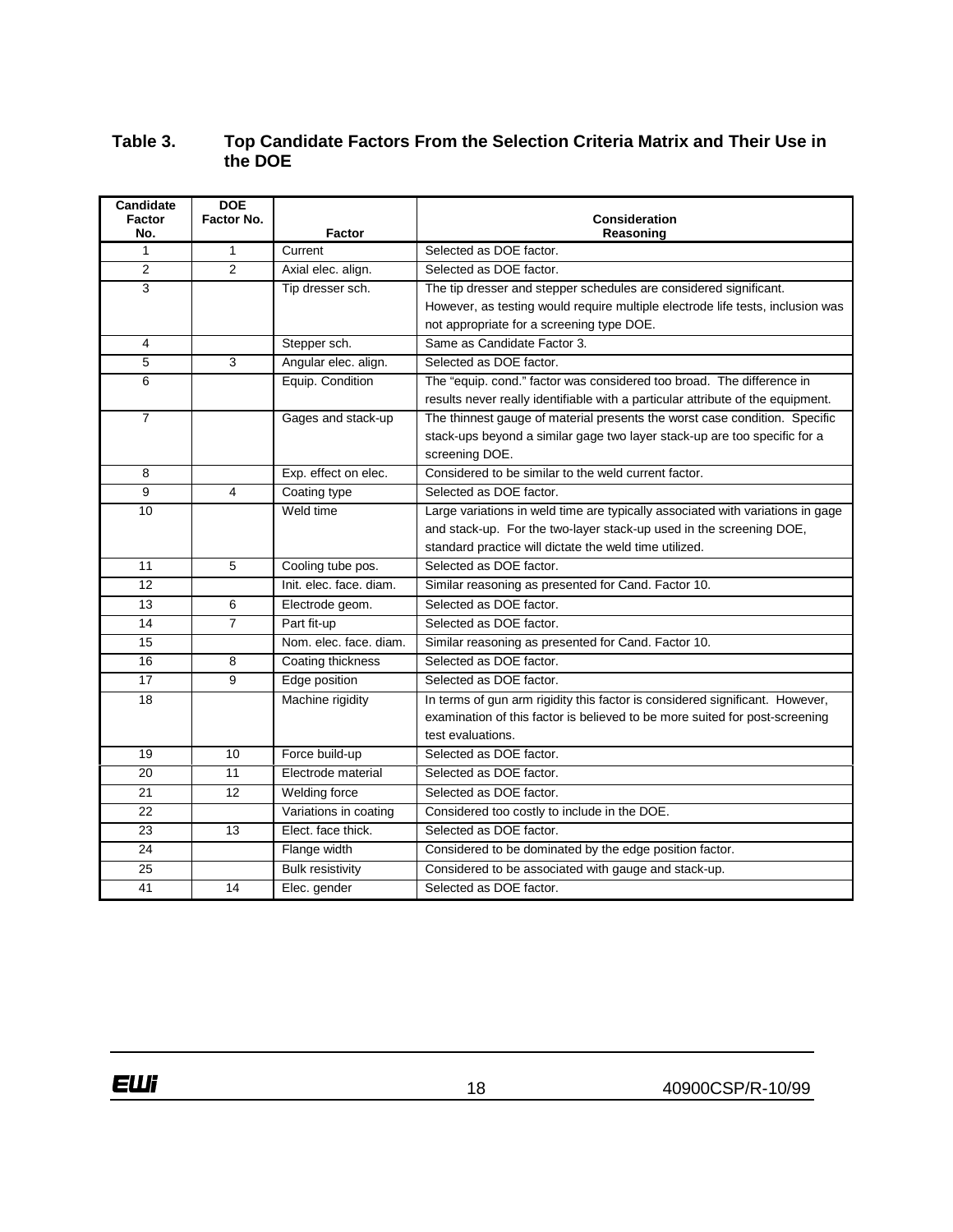**Table 3. Top Candidate Factors From the Selection Criteria Matrix and Their Use in the DOE**

| Candidate Factor No. | DOE Factor No. | Factor | Consideration Reasoning |
|---|---|---|---|
| 1 | 1 | Current | Selected as DOE factor. |
| 2 | 2 | Axial elec. align. | Selected as DOE factor. |
| 3 | | Tip dresser sch. | The tip dresser and stepper schedules are considered significant. However, as testing would require multiple electrode life tests, inclusion was not appropriate for a screening type DOE. |
| 4 | | Stepper sch. | Same as Candidate Factor 3. |
| 5 | 3 | Angular elec. align. | Selected as DOE factor. |
| 6 | | Equip. Condition | The "equip. cond." factor was considered too broad. The difference in results never really identifiable with a particular attribute of the equipment. |
| 7 | | Gages and stack-up | The thinnest gauge of material presents the worst case condition. Specific stack-ups beyond a similar gage two layer stack-up are too specific for a screening DOE. |
| 8 | | Exp. effect on elec. | Considered to be similar to the weld current factor. |
| 9 | 4 | Coating type | Selected as DOE factor. |
| 10 | | Weld time | Large variations in weld time are typically associated with variations in gage and stack-up. For the two-layer stack-up used in the screening DOE, standard practice will dictate the weld time utilized. |
| 11 | 5 | Cooling tube pos. | Selected as DOE factor. |
| 12 | | Init. elec. face. diam. | Similar reasoning as presented for Cand. Factor 10. |
| 13 | 6 | Electrode geom. | Selected as DOE factor. |
| 14 | 7 | Part fit-up | Selected as DOE factor. |
| 15 | | Nom. elec. face. diam. | Similar reasoning as presented for Cand. Factor 10. |
| 16 | 8 | Coating thickness | Selected as DOE factor. |
| 17 | 9 | Edge position | Selected as DOE factor. |
| 18 | | Machine rigidity | In terms of gun arm rigidity this factor is considered significant. However, examination of this factor is believed to be more suited for post-screening test evaluations. |
| 19 | 10 | Force build-up | Selected as DOE factor. |
| 20 | 11 | Electrode material | Selected as DOE factor. |
| 21 | 12 | Welding force | Selected as DOE factor. |
| 22 | | Variations in coating | Considered too costly to include in the DOE. |
| 23 | 13 | Elect. face thick. | Selected as DOE factor. |
| 24 | | Flange width | Considered to be dominated by the edge position factor. |
| 25 | | Bulk resistivity | Considered to be associated with gauge and stack-up. |
| 41 | 14 | Elec. gender | Selected as DOE factor. |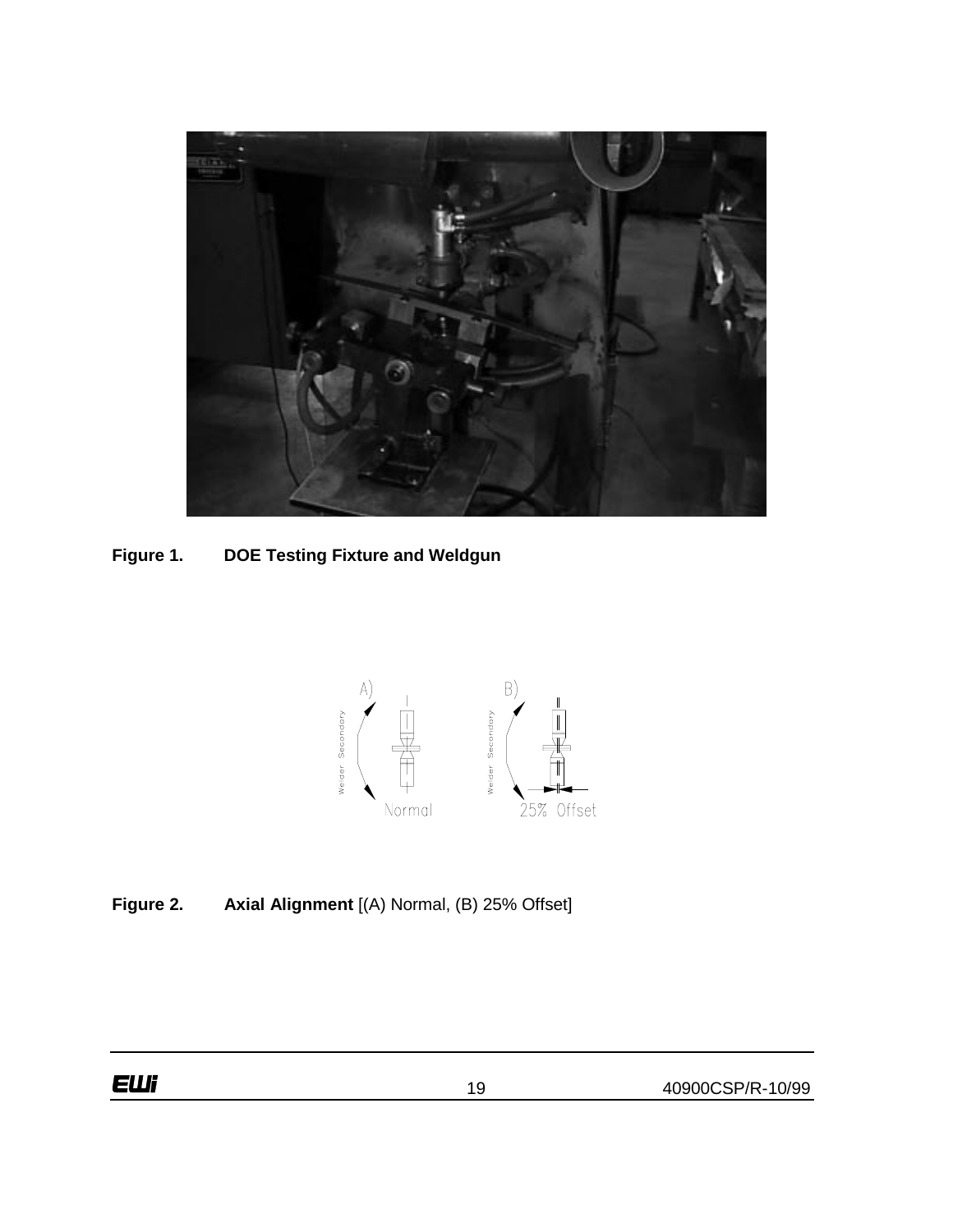**Figure 1. DOE Testing Fixture and Weldgun**

**Figure 2. Axial Alignment** [(A) Normal, (B) 25% Offset]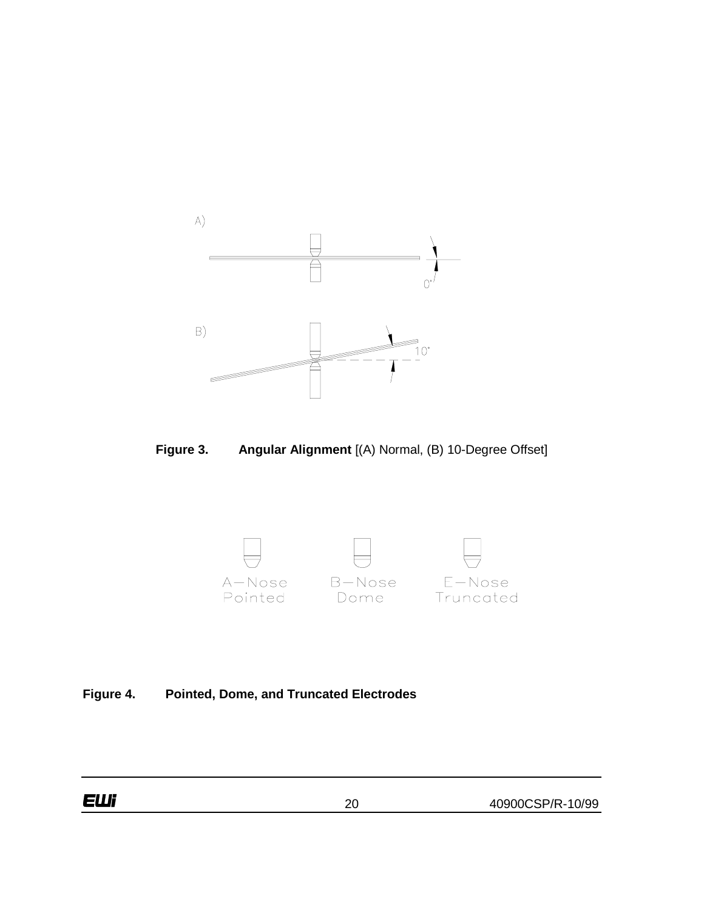A)

0°

B)

10°

**Figure 3.** **Angular Alignment** [(A) Normal, (B) 10-Degree Offset]

A—Nose
Pointed

B—Nose
Dome

E—Nose
Truncated

**Figure 4.** **Pointed, Dome, and Truncated Electrodes**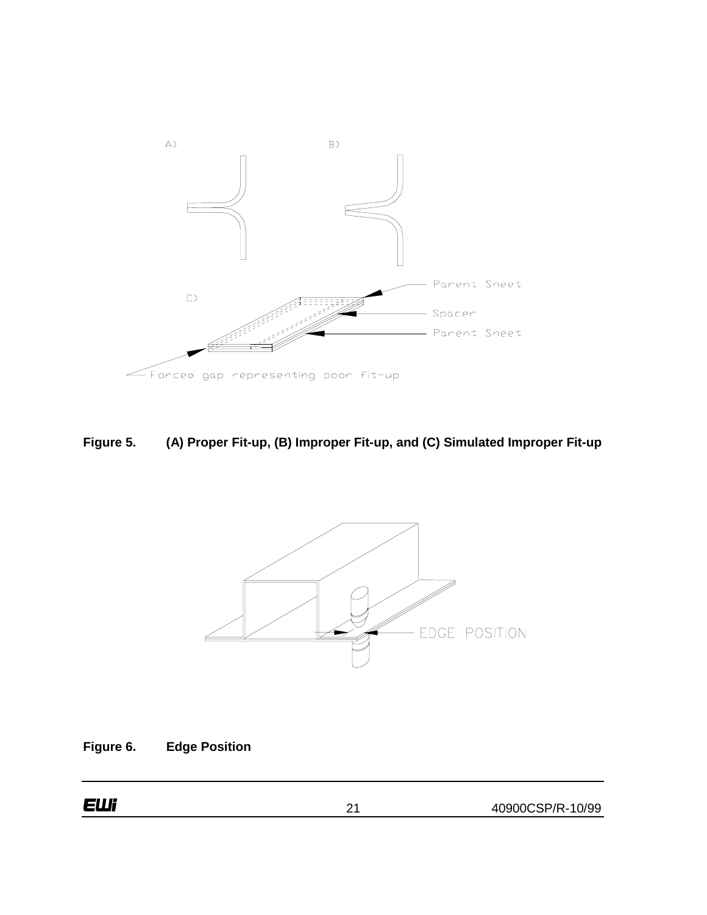A) B)

C)

Parent Sheet

Spacer

Parent Sheet

Forced gap representing poor fit-up

**Figure 5. (A) Proper Fit-up, (B) Improper Fit-up, and (C) Simulated Improper Fit-up**

EDGE POSITION

**Figure 6. Edge Position**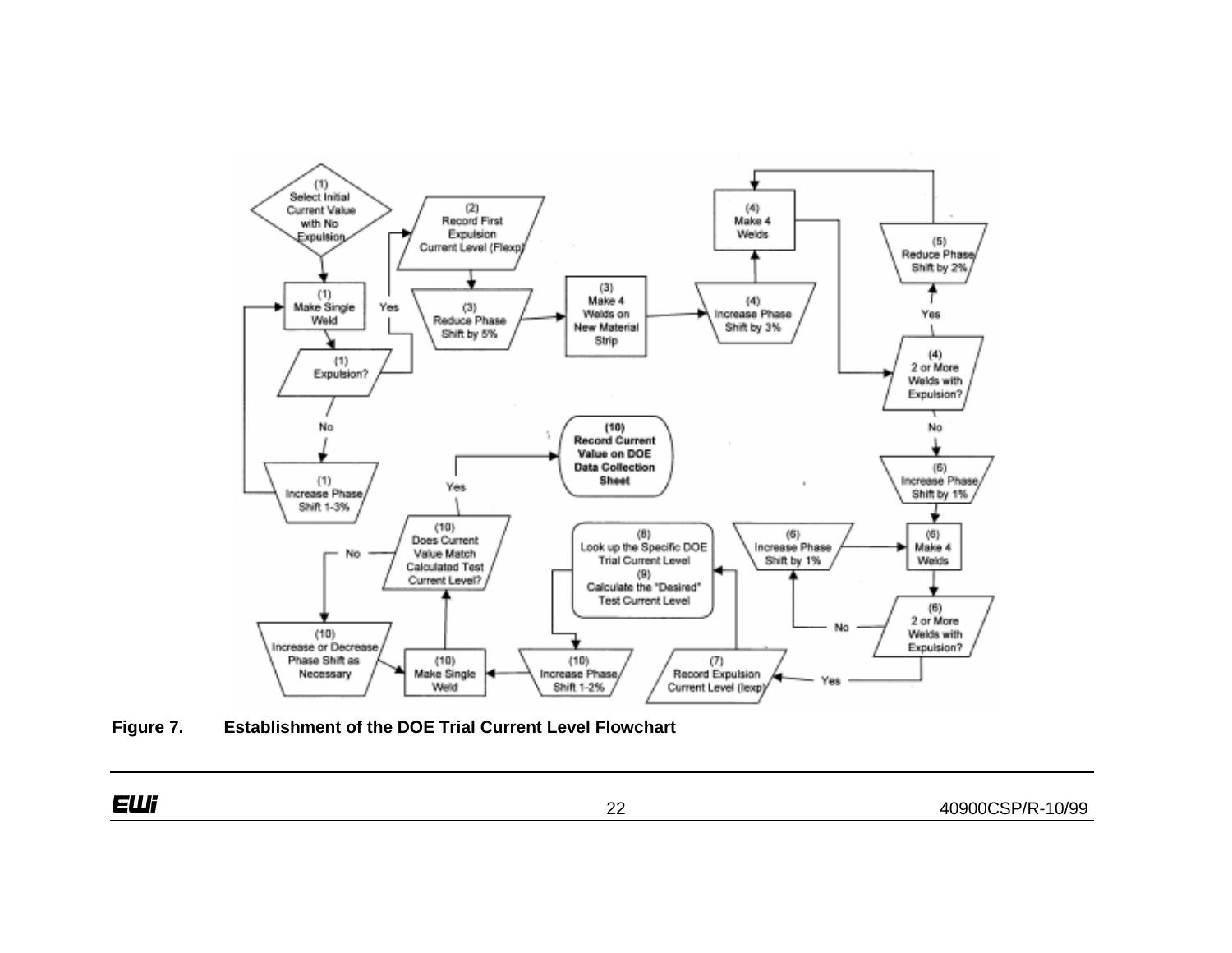(1) Select Initial Current Value with No Expulsion

(1) Make Single Weld

(1) Expulsion?

Yes

(2) Record First Expulsion Current Level (Flexp)

(3) Reduce Phase Shift by 5%

(3) Make 4 Welds on New Material Strip

(4) Increase Phase Shift by 3%

(4) Make 4 Welds

(4) 2 or More Welds with Expulsion?

Yes

(5) Reduce Phase Shift by 2%

No

(6) Increase Phase Shift by 1%

(6) Make 4 Welds

(6) 2 or More Welds with Expulsion?

No

(6) Increase Phase Shift by 1%

Yes

(7) Record Expulsion Current Level (Iexp)

(8) Look up the Specific DOE Trial Current Level
(9) Calculate the "Desired" Test Current Level

(10) Increase Phase Shift 1-2%

(10) Make Single Weld

(10) Does Current Value Match Calculated Test Current Level?

Yes

(10) Record Current Value on DOE Data Collection Sheet

No

(10) Increase or Decrease Phase Shift as Necessary

No

(1) Increase Phase Shift 1-3%

**Figure 7. Establishment of the DOE Trial Current Level Flowchart**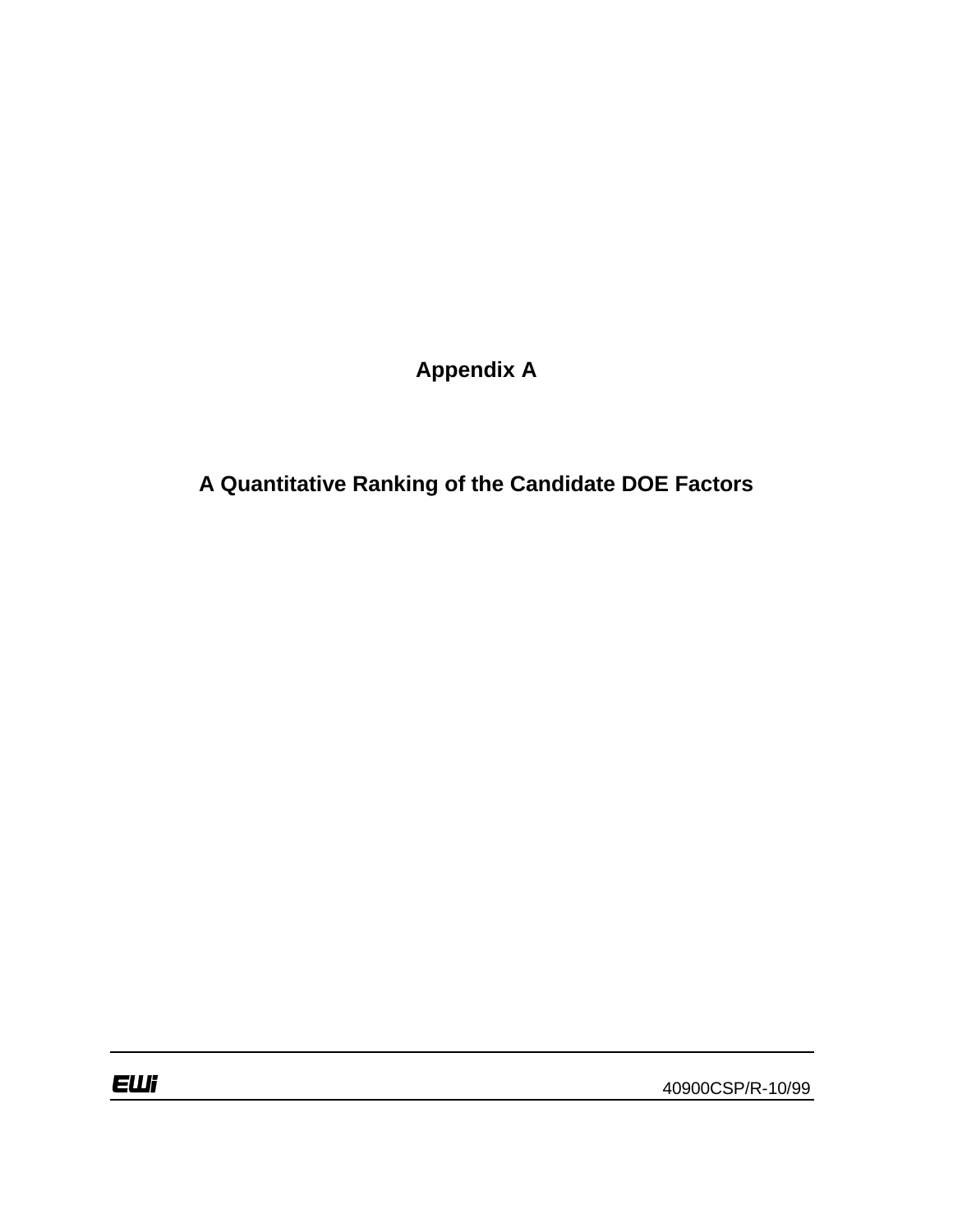# Appendix A

## A Quantitative Ranking of the Candidate DOE Factors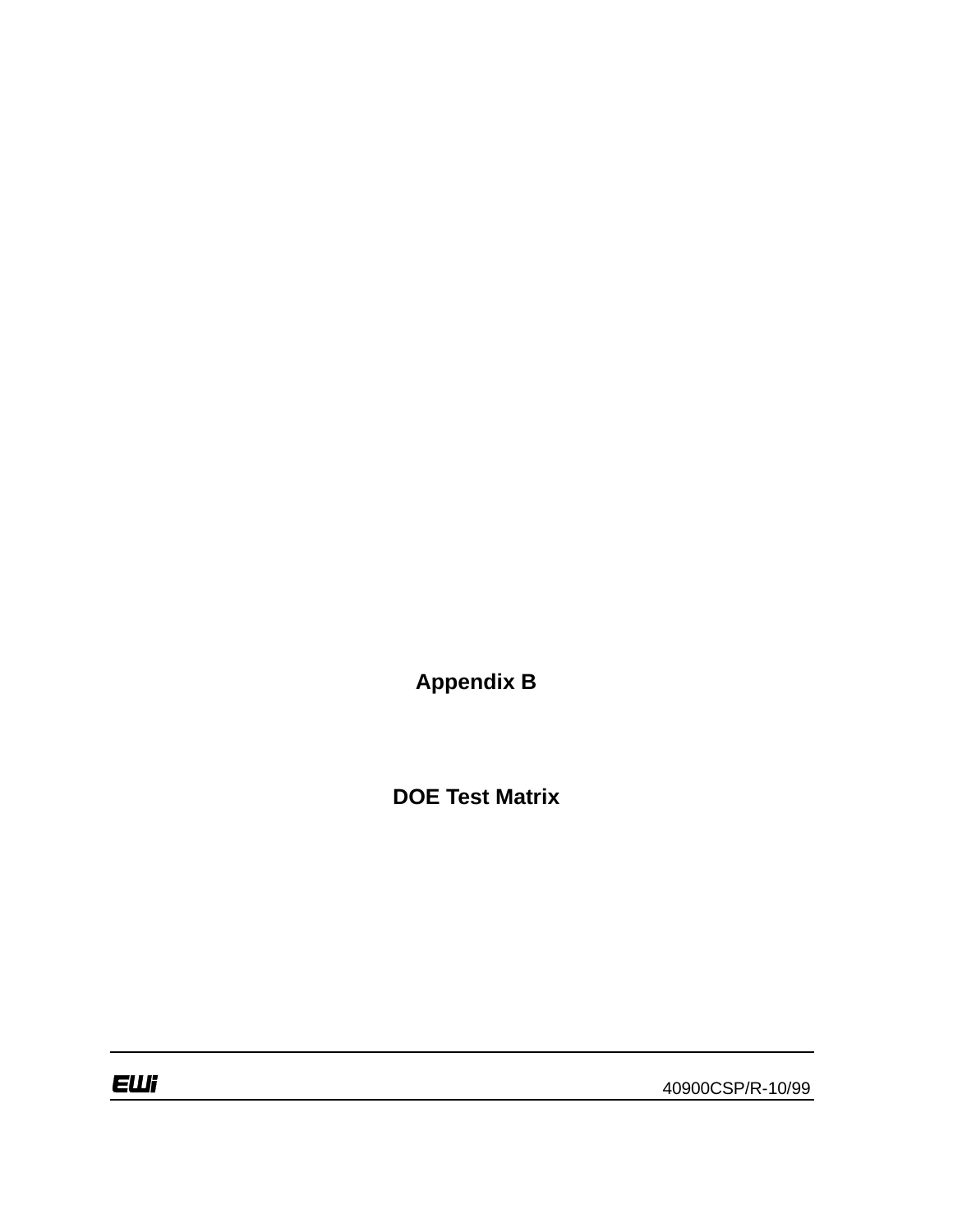# Appendix B

# DOE Test Matrix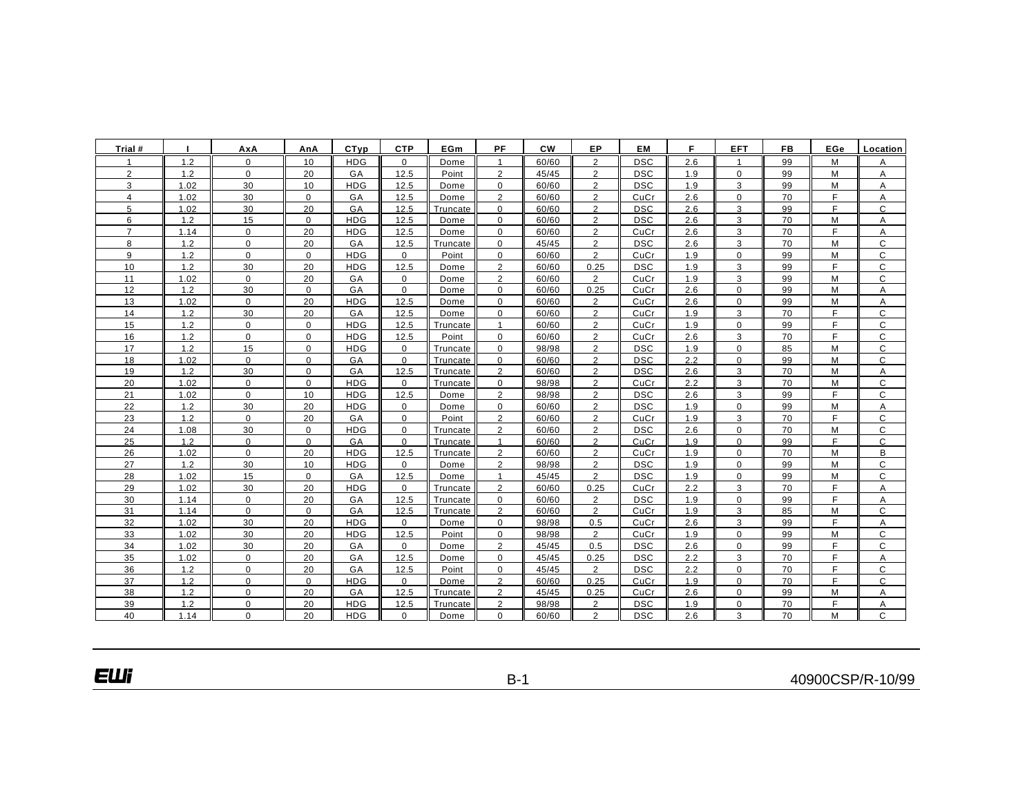| Trial # | I | AxA | AnA | CTyp | CTP | EGm | PF | CW | EP | EM | F | EFT | FB | EGe | Location |
|---|---|---|---|---|---|---|---|---|---|---|---|---|---|---|---|
| 1 | 1.2 | 0 | 10 | HDG | 0 | Dome | 1 | 60/60 | 2 | DSC | 2.6 | 1 | 99 | M | A |
| 2 | 1.2 | 0 | 20 | GA | 12.5 | Point | 2 | 45/45 | 2 | DSC | 1.9 | 0 | 99 | M | A |
| 3 | 1.02 | 30 | 10 | HDG | 12.5 | Dome | 0 | 60/60 | 2 | DSC | 1.9 | 3 | 99 | M | A |
| 4 | 1.02 | 30 | 0 | GA | 12.5 | Dome | 2 | 60/60 | 2 | CuCr | 2.6 | 0 | 70 | F | A |
| 5 | 1.02 | 30 | 20 | GA | 12.5 | Truncate | 0 | 60/60 | 2 | DSC | 2.6 | 3 | 99 | F | C |
| 6 | 1.2 | 15 | 0 | HDG | 12.5 | Dome | 0 | 60/60 | 2 | DSC | 2.6 | 3 | 70 | M | A |
| 7 | 1.14 | 0 | 20 | HDG | 12.5 | Dome | 0 | 60/60 | 2 | CuCr | 2.6 | 3 | 70 | F | A |
| 8 | 1.2 | 0 | 20 | GA | 12.5 | Truncate | 0 | 45/45 | 2 | DSC | 2.6 | 3 | 70 | M | C |
| 9 | 1.2 | 0 | 0 | HDG | 0 | Point | 0 | 60/60 | 2 | CuCr | 1.9 | 0 | 99 | M | C |
| 10 | 1.2 | 30 | 20 | HDG | 12.5 | Dome | 2 | 60/60 | 0.25 | DSC | 1.9 | 3 | 99 | F | C |
| 11 | 1.02 | 0 | 20 | GA | 0 | Dome | 2 | 60/60 | 2 | CuCr | 1.9 | 3 | 99 | M | C |
| 12 | 1.2 | 30 | 0 | GA | 0 | Dome | 0 | 60/60 | 0.25 | CuCr | 2.6 | 0 | 99 | M | A |
| 13 | 1.02 | 0 | 20 | HDG | 12.5 | Dome | 0 | 60/60 | 2 | CuCr | 2.6 | 0 | 99 | M | A |
| 14 | 1.2 | 30 | 20 | GA | 12.5 | Dome | 0 | 60/60 | 2 | CuCr | 1.9 | 3 | 70 | F | C |
| 15 | 1.2 | 0 | 0 | HDG | 12.5 | Truncate | 1 | 60/60 | 2 | CuCr | 1.9 | 0 | 99 | F | C |
| 16 | 1.2 | 0 | 0 | HDG | 12.5 | Point | 0 | 60/60 | 2 | CuCr | 2.6 | 3 | 70 | F | C |
| 17 | 1.2 | 15 | 0 | HDG | 0 | Truncate | 0 | 98/98 | 2 | DSC | 1.9 | 0 | 85 | M | C |
| 18 | 1.02 | 0 | 0 | GA | 0 | Truncate | 0 | 60/60 | 2 | DSC | 2.2 | 0 | 99 | M | C |
| 19 | 1.2 | 30 | 0 | GA | 12.5 | Truncate | 2 | 60/60 | 2 | DSC | 2.6 | 3 | 70 | M | A |
| 20 | 1.02 | 0 | 0 | HDG | 0 | Truncate | 0 | 98/98 | 2 | CuCr | 2.2 | 3 | 70 | M | C |
| 21 | 1.02 | 0 | 10 | HDG | 12.5 | Dome | 2 | 98/98 | 2 | DSC | 2.6 | 3 | 99 | F | C |
| 22 | 1.2 | 30 | 20 | HDG | 0 | Dome | 0 | 60/60 | 2 | DSC | 1.9 | 0 | 99 | M | A |
| 23 | 1.2 | 0 | 20 | GA | 0 | Point | 2 | 60/60 | 2 | CuCr | 1.9 | 3 | 70 | F | C |
| 24 | 1.08 | 30 | 0 | HDG | 0 | Truncate | 2 | 60/60 | 2 | DSC | 2.6 | 0 | 70 | M | C |
| 25 | 1.2 | 0 | 0 | GA | 0 | Truncate | 1 | 60/60 | 2 | CuCr | 1.9 | 0 | 99 | F | C |
| 26 | 1.02 | 0 | 20 | HDG | 12.5 | Truncate | 2 | 60/60 | 2 | CuCr | 1.9 | 0 | 70 | M | B |
| 27 | 1.2 | 30 | 10 | HDG | 0 | Dome | 2 | 98/98 | 2 | DSC | 1.9 | 0 | 99 | M | C |
| 28 | 1.02 | 15 | 0 | GA | 12.5 | Dome | 1 | 45/45 | 2 | DSC | 1.9 | 0 | 99 | M | C |
| 29 | 1.02 | 30 | 20 | HDG | 0 | Truncate | 2 | 60/60 | 0.25 | CuCr | 2.2 | 3 | 70 | F | A |
| 30 | 1.14 | 0 | 20 | GA | 12.5 | Truncate | 0 | 60/60 | 2 | DSC | 1.9 | 0 | 99 | F | A |
| 31 | 1.14 | 0 | 0 | GA | 12.5 | Truncate | 2 | 60/60 | 2 | CuCr | 1.9 | 3 | 85 | M | C |
| 32 | 1.02 | 30 | 20 | HDG | 0 | Dome | 0 | 98/98 | 0.5 | CuCr | 2.6 | 3 | 99 | F | A |
| 33 | 1.02 | 30 | 20 | HDG | 12.5 | Point | 0 | 98/98 | 2 | CuCr | 1.9 | 0 | 99 | M | C |
| 34 | 1.02 | 30 | 20 | GA | 0 | Dome | 2 | 45/45 | 0.5 | DSC | 2.6 | 0 | 99 | F | C |
| 35 | 1.02 | 0 | 20 | GA | 12.5 | Dome | 0 | 45/45 | 0.25 | DSC | 2.2 | 3 | 70 | F | A |
| 36 | 1.2 | 0 | 20 | GA | 12.5 | Point | 0 | 45/45 | 2 | DSC | 2.2 | 0 | 70 | F | C |
| 37 | 1.2 | 0 | 0 | HDG | 0 | Dome | 2 | 60/60 | 0.25 | CuCr | 1.9 | 0 | 70 | F | C |
| 38 | 1.2 | 0 | 20 | GA | 12.5 | Truncate | 2 | 45/45 | 0.25 | CuCr | 2.6 | 0 | 99 | M | A |
| 39 | 1.2 | 0 | 20 | HDG | 12.5 | Truncate | 2 | 98/98 | 2 | DSC | 1.9 | 0 | 70 | F | A |
| 40 | 1.14 | 0 | 20 | HDG | 0 | Dome | 0 | 60/60 | 2 | DSC | 2.6 | 3 | 70 | M | C |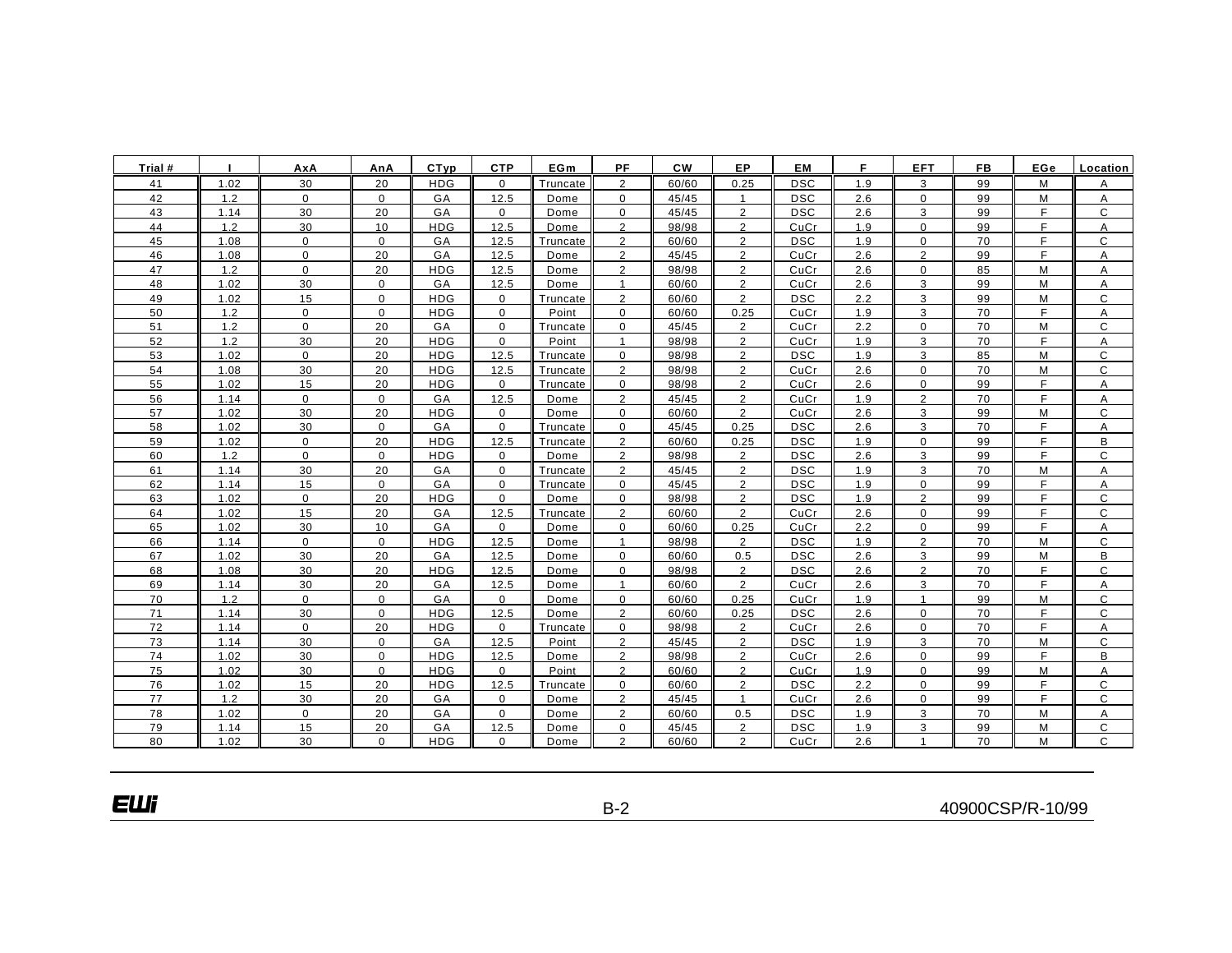| Trial # | I | AxA | AnA | CTyp | CTP | EGm | PF | CW | EP | EM | F | EFT | FB | EGe | Location |
|---|---|---|---|---|---|---|---|---|---|---|---|---|---|---|---|
| 41 | 1.02 | 30 | 20 | HDG | 0 | Truncate | 2 | 60/60 | 0.25 | DSC | 1.9 | 3 | 99 | M | A |
| 42 | 1.2 | 0 | 0 | GA | 12.5 | Dome | 0 | 45/45 | 1 | DSC | 2.6 | 0 | 99 | M | A |
| 43 | 1.14 | 30 | 20 | GA | 0 | Dome | 0 | 45/45 | 2 | DSC | 2.6 | 3 | 99 | F | C |
| 44 | 1.2 | 30 | 10 | HDG | 12.5 | Dome | 2 | 98/98 | 2 | CuCr | 1.9 | 0 | 99 | F | A |
| 45 | 1.08 | 0 | 0 | GA | 12.5 | Truncate | 2 | 60/60 | 2 | DSC | 1.9 | 0 | 70 | F | C |
| 46 | 1.08 | 0 | 20 | GA | 12.5 | Dome | 2 | 45/45 | 2 | CuCr | 2.6 | 2 | 99 | F | A |
| 47 | 1.2 | 0 | 20 | HDG | 12.5 | Dome | 2 | 98/98 | 2 | CuCr | 2.6 | 0 | 85 | M | A |
| 48 | 1.02 | 30 | 0 | GA | 12.5 | Dome | 1 | 60/60 | 2 | CuCr | 2.6 | 3 | 99 | M | A |
| 49 | 1.02 | 15 | 0 | HDG | 0 | Truncate | 2 | 60/60 | 2 | DSC | 2.2 | 3 | 99 | M | C |
| 50 | 1.2 | 0 | 0 | HDG | 0 | Point | 0 | 60/60 | 0.25 | CuCr | 1.9 | 3 | 70 | F | A |
| 51 | 1.2 | 0 | 20 | GA | 0 | Truncate | 0 | 45/45 | 2 | CuCr | 2.2 | 0 | 70 | M | C |
| 52 | 1.2 | 30 | 20 | HDG | 0 | Point | 1 | 98/98 | 2 | CuCr | 1.9 | 3 | 70 | F | A |
| 53 | 1.02 | 0 | 20 | HDG | 12.5 | Truncate | 0 | 98/98 | 2 | DSC | 1.9 | 3 | 85 | M | C |
| 54 | 1.08 | 30 | 20 | HDG | 12.5 | Truncate | 2 | 98/98 | 2 | CuCr | 2.6 | 0 | 70 | M | C |
| 55 | 1.02 | 15 | 20 | HDG | 0 | Truncate | 0 | 98/98 | 2 | CuCr | 2.6 | 0 | 99 | F | A |
| 56 | 1.14 | 0 | 0 | GA | 12.5 | Dome | 2 | 45/45 | 2 | CuCr | 1.9 | 2 | 70 | F | A |
| 57 | 1.02 | 30 | 20 | HDG | 0 | Dome | 0 | 60/60 | 2 | CuCr | 2.6 | 3 | 99 | M | C |
| 58 | 1.02 | 30 | 0 | GA | 0 | Truncate | 0 | 45/45 | 0.25 | DSC | 2.6 | 3 | 70 | F | A |
| 59 | 1.02 | 0 | 20 | HDG | 12.5 | Truncate | 2 | 60/60 | 0.25 | DSC | 1.9 | 0 | 99 | F | B |
| 60 | 1.2 | 0 | 0 | HDG | 0 | Dome | 2 | 98/98 | 2 | DSC | 2.6 | 3 | 99 | F | C |
| 61 | 1.14 | 30 | 20 | GA | 0 | Truncate | 2 | 45/45 | 2 | DSC | 1.9 | 3 | 70 | M | A |
| 62 | 1.14 | 15 | 0 | GA | 0 | Truncate | 0 | 45/45 | 2 | DSC | 1.9 | 0 | 99 | F | A |
| 63 | 1.02 | 0 | 20 | HDG | 0 | Dome | 0 | 98/98 | 2 | DSC | 1.9 | 2 | 99 | F | C |
| 64 | 1.02 | 15 | 20 | GA | 12.5 | Truncate | 2 | 60/60 | 2 | CuCr | 2.6 | 0 | 99 | F | C |
| 65 | 1.02 | 30 | 10 | GA | 0 | Dome | 0 | 60/60 | 0.25 | CuCr | 2.2 | 0 | 99 | F | A |
| 66 | 1.14 | 0 | 0 | HDG | 12.5 | Dome | 1 | 98/98 | 2 | DSC | 1.9 | 2 | 70 | M | C |
| 67 | 1.02 | 30 | 20 | GA | 12.5 | Dome | 0 | 60/60 | 0.5 | DSC | 2.6 | 3 | 99 | M | B |
| 68 | 1.08 | 30 | 20 | HDG | 12.5 | Dome | 0 | 98/98 | 2 | DSC | 2.6 | 2 | 70 | F | C |
| 69 | 1.14 | 30 | 20 | GA | 12.5 | Dome | 1 | 60/60 | 2 | CuCr | 2.6 | 3 | 70 | F | A |
| 70 | 1.2 | 0 | 0 | GA | 0 | Dome | 0 | 60/60 | 0.25 | CuCr | 1.9 | 1 | 99 | M | C |
| 71 | 1.14 | 30 | 0 | HDG | 12.5 | Dome | 2 | 60/60 | 0.25 | DSC | 2.6 | 0 | 70 | F | C |
| 72 | 1.14 | 0 | 20 | HDG | 0 | Truncate | 0 | 98/98 | 2 | CuCr | 2.6 | 0 | 70 | F | A |
| 73 | 1.14 | 30 | 0 | GA | 12.5 | Point | 2 | 45/45 | 2 | DSC | 1.9 | 3 | 70 | M | C |
| 74 | 1.02 | 30 | 0 | HDG | 12.5 | Dome | 2 | 98/98 | 2 | CuCr | 2.6 | 0 | 99 | F | B |
| 75 | 1.02 | 30 | 0 | HDG | 0 | Point | 2 | 60/60 | 2 | CuCr | 1.9 | 0 | 99 | M | A |
| 76 | 1.02 | 15 | 20 | HDG | 12.5 | Truncate | 0 | 60/60 | 2 | DSC | 2.2 | 0 | 99 | F | C |
| 77 | 1.2 | 30 | 20 | GA | 0 | Dome | 2 | 45/45 | 1 | CuCr | 2.6 | 0 | 99 | F | C |
| 78 | 1.02 | 0 | 20 | GA | 0 | Dome | 2 | 60/60 | 0.5 | DSC | 1.9 | 3 | 70 | M | A |
| 79 | 1.14 | 15 | 20 | GA | 12.5 | Dome | 0 | 45/45 | 2 | DSC | 1.9 | 3 | 99 | M | C |
| 80 | 1.02 | 30 | 0 | HDG | 0 | Dome | 2 | 60/60 | 2 | CuCr | 2.6 | 1 | 70 | M | C |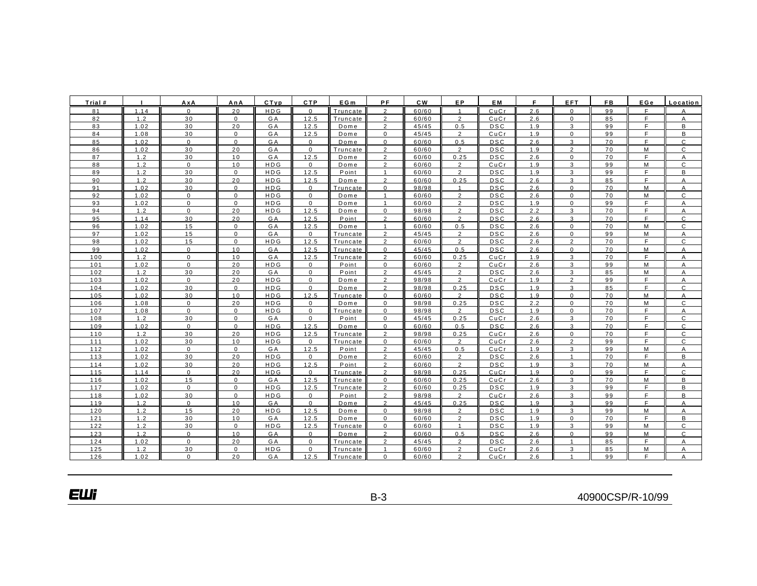| Trial # | I | AxA | AnA | CTyp | CTP | EGm | PF | CW | EP | EM | F | EFT | FB | EGe | Location |
|---|---|---|---|---|---|---|---|---|---|---|---|---|---|---|---|
| 81 | 1.14 | 0 | 20 | HDG | 0 | Truncate | 2 | 60/60 | 1 | CuCr | 2.6 | 0 | 99 | F | A |
| 82 | 1.2 | 30 | 0 | GA | 12.5 | Truncate | 2 | 60/60 | 2 | CuCr | 2.6 | 0 | 85 | F | A |
| 83 | 1.02 | 30 | 20 | GA | 12.5 | Dome | 2 | 45/45 | 0.5 | DSC | 1.9 | 3 | 99 | F | B |
| 84 | 1.08 | 30 | 0 | GA | 12.5 | Dome | 0 | 45/45 | 2 | CuCr | 1.9 | 0 | 99 | F | B |
| 85 | 1.02 | 0 | 0 | GA | 0 | Dome | 0 | 60/60 | 0.5 | DSC | 2.6 | 3 | 70 | F | C |
| 86 | 1.02 | 30 | 20 | GA | 0 | Truncate | 2 | 60/60 | 2 | DSC | 1.9 | 2 | 70 | M | C |
| 87 | 1.2 | 30 | 10 | GA | 12.5 | Dome | 2 | 60/60 | 0.25 | DSC | 2.6 | 0 | 70 | F | A |
| 88 | 1.2 | 0 | 10 | HDG | 0 | Dome | 2 | 60/60 | 2 | CuCr | 1.9 | 3 | 99 | M | C |
| 89 | 1.2 | 30 | 0 | HDG | 12.5 | Point | 1 | 60/60 | 2 | DSC | 1.9 | 3 | 99 | F | B |
| 90 | 1.2 | 30 | 20 | HDG | 12.5 | Dome | 2 | 60/60 | 0.25 | DSC | 2.6 | 3 | 85 | F | A |
| 91 | 1.02 | 30 | 0 | HDG | 0 | Truncate | 0 | 98/98 | 1 | DSC | 2.6 | 0 | 70 | M | A |
| 92 | 1.02 | 0 | 0 | HDG | 0 | Dome | 1 | 60/60 | 2 | DSC | 2.6 | 0 | 70 | M | C |
| 93 | 1.02 | 0 | 0 | HDG | 0 | Dome | 1 | 60/60 | 2 | DSC | 1.9 | 0 | 99 | F | A |
| 94 | 1.2 | 0 | 20 | HDG | 12.5 | Dome | 0 | 98/98 | 2 | DSC | 2.2 | 3 | 70 | F | A |
| 95 | 1.14 | 30 | 20 | GA | 12.5 | Point | 2 | 60/60 | 2 | DSC | 2.6 | 3 | 70 | F | C |
| 96 | 1.02 | 15 | 0 | GA | 12.5 | Dome | 1 | 60/60 | 0.5 | DSC | 2.6 | 0 | 70 | M | C |
| 97 | 1.02 | 15 | 0 | GA | 0 | Truncate | 2 | 45/45 | 2 | DSC | 2.6 | 0 | 99 | M | A |
| 98 | 1.02 | 15 | 0 | HDG | 12.5 | Truncate | 2 | 60/60 | 2 | DSC | 2.6 | 2 | 70 | F | C |
| 99 | 1.02 | 0 | 10 | GA | 12.5 | Truncate | 0 | 45/45 | 0.5 | DSC | 2.6 | 0 | 70 | M | A |
| 100 | 1.2 | 0 | 10 | GA | 12.5 | Truncate | 2 | 60/60 | 0.25 | CuCr | 1.9 | 3 | 70 | F | A |
| 101 | 1.02 | 0 | 20 | HDG | 0 | Point | 0 | 60/60 | 2 | CuCr | 2.6 | 3 | 99 | M | A |
| 102 | 1.2 | 30 | 20 | GA | 0 | Point | 2 | 45/45 | 2 | DSC | 2.6 | 3 | 85 | M | A |
| 103 | 1.02 | 0 | 20 | HDG | 0 | Dome | 2 | 98/98 | 2 | CuCr | 1.9 | 2 | 99 | F | A |
| 104 | 1.02 | 30 | 0 | HDG | 0 | Dome | 2 | 98/98 | 0.25 | DSC | 1.9 | 3 | 85 | F | C |
| 105 | 1.02 | 30 | 10 | HDG | 12.5 | Truncate | 0 | 60/60 | 2 | DSC | 1.9 | 0 | 70 | M | A |
| 106 | 1.08 | 0 | 20 | HDG | 0 | Dome | 0 | 98/98 | 0.25 | DSC | 2.2 | 0 | 70 | M | C |
| 107 | 1.08 | 0 | 0 | HDG | 0 | Truncate | 0 | 98/98 | 2 | DSC | 1.9 | 0 | 70 | F | A |
| 108 | 1.2 | 30 | 0 | GA | 0 | Point | 0 | 45/45 | 0.25 | CuCr | 2.6 | 3 | 70 | F | C |
| 109 | 1.02 | 0 | 0 | HDG | 12.5 | Dome | 0 | 60/60 | 0.5 | DSC | 2.6 | 3 | 70 | F | C |
| 110 | 1.2 | 30 | 20 | HDG | 12.5 | Truncate | 2 | 98/98 | 0.25 | CuCr | 2.6 | 0 | 70 | F | C |
| 111 | 1.02 | 30 | 10 | HDG | 0 | Truncate | 0 | 60/60 | 2 | CuCr | 2.6 | 2 | 99 | F | C |
| 112 | 1.02 | 0 | 0 | GA | 12.5 | Point | 2 | 45/45 | 0.5 | CuCr | 1.9 | 3 | 99 | M | A |
| 113 | 1.02 | 30 | 20 | HDG | 0 | Dome | 2 | 60/60 | 2 | DSC | 2.6 | 1 | 70 | F | B |
| 114 | 1.02 | 30 | 20 | HDG | 12.5 | Point | 2 | 60/60 | 2 | DSC | 1.9 | 3 | 70 | M | A |
| 115 | 1.14 | 0 | 20 | HDG | 0 | Truncate | 2 | 98/98 | 0.25 | CuCr | 1.9 | 0 | 99 | F | C |
| 116 | 1.02 | 15 | 0 | GA | 12.5 | Truncate | 0 | 60/60 | 0.25 | CuCr | 2.6 | 3 | 70 | M | B |
| 117 | 1.02 | 0 | 0 | HDG | 12.5 | Truncate | 2 | 60/60 | 0.25 | DSC | 1.9 | 3 | 99 | F | B |
| 118 | 1.02 | 30 | 0 | HDG | 0 | Point | 2 | 98/98 | 2 | CuCr | 2.6 | 3 | 99 | F | B |
| 119 | 1.2 | 0 | 10 | GA | 0 | Dome | 2 | 45/45 | 0.25 | DSC | 1.9 | 3 | 99 | F | A |
| 120 | 1.2 | 15 | 20 | HDG | 12.5 | Dome | 0 | 98/98 | 2 | DSC | 1.9 | 3 | 99 | M | A |
| 121 | 1.2 | 30 | 10 | GA | 12.5 | Dome | 0 | 60/60 | 2 | DSC | 1.9 | 0 | 70 | F | B |
| 122 | 1.2 | 30 | 0 | HDG | 12.5 | Truncate | 0 | 60/60 | 1 | DSC | 1.9 | 3 | 99 | M | C |
| 123 | 1.2 | 0 | 10 | GA | 0 | Dome | 2 | 60/60 | 0.5 | DSC | 2.6 | 0 | 99 | M | C |
| 124 | 1.02 | 0 | 20 | GA | 0 | Truncate | 2 | 45/45 | 2 | DSC | 2.6 | 1 | 85 | F | A |
| 125 | 1.2 | 30 | 0 | HDG | 0 | Truncate | 1 | 60/60 | 2 | CuCr | 2.6 | 3 | 85 | M | A |
| 126 | 1.02 | 0 | 20 | GA | 12.5 | Truncate | 0 | 60/60 | 2 | CuCr | 2.6 | 1 | 99 | F | A |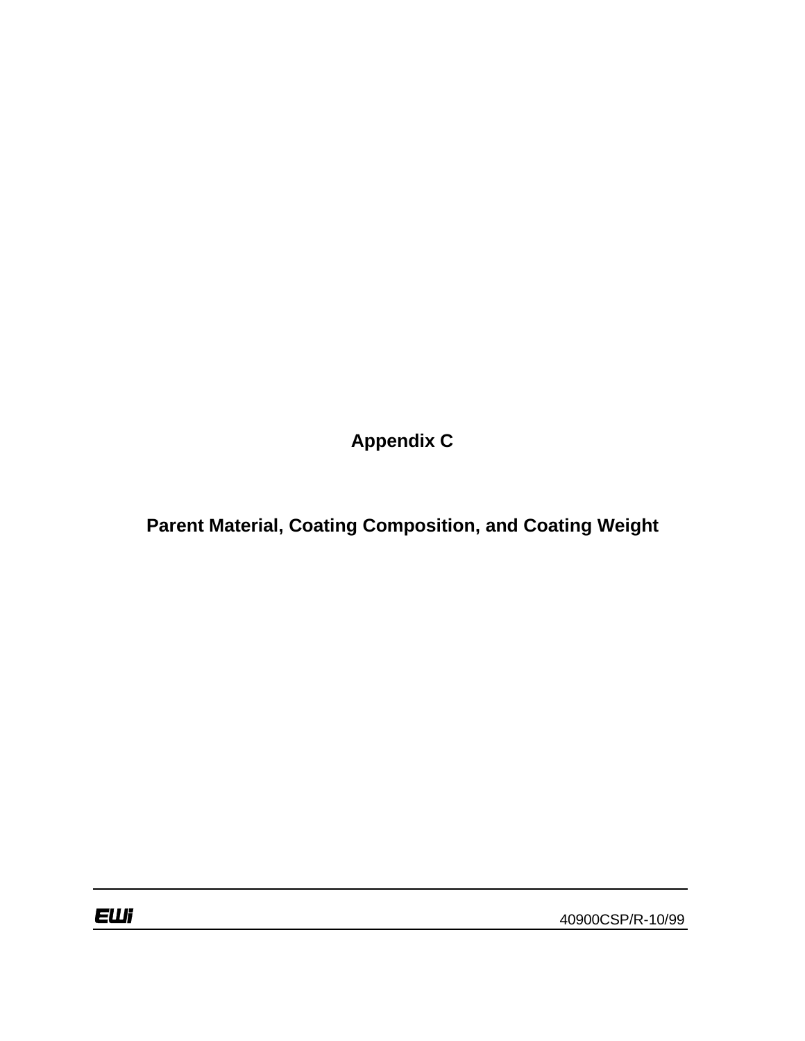# Appendix C

## Parent Material, Coating Composition, and Coating Weight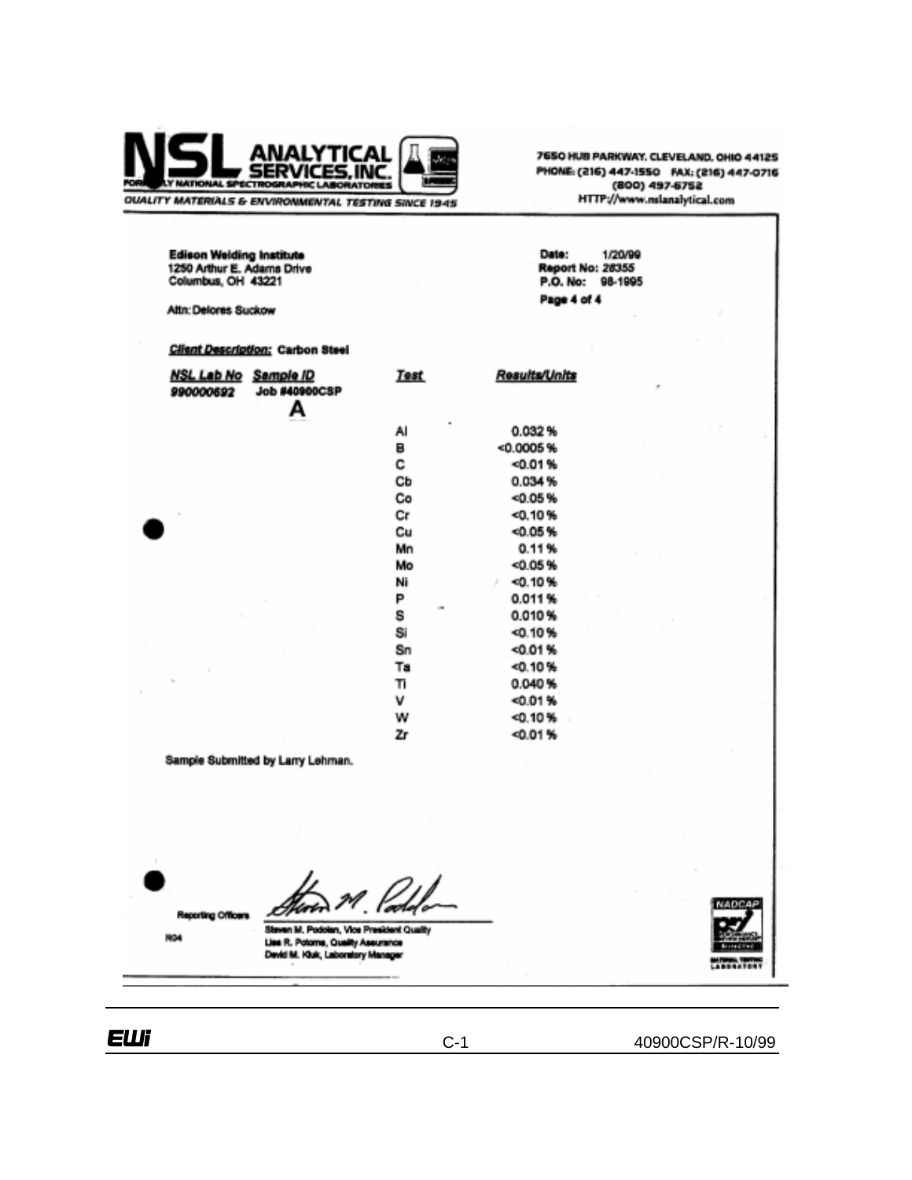**NSL ANALYTICAL SERVICES, INC.**
FORMERLY NATIONAL SPECTROGRAPHIC LABORATORIES
QUALITY MATERIALS & ENVIRONMENTAL TESTING SINCE 1945

7650 HUB PARKWAY, CLEVELAND, OHIO 44125
PHONE: (216) 447-1550 FAX: (216) 447-0716
(800) 497-6752
HTTP://www.nslanalytical.com

Edison Welding Institute
1250 Arthur E. Adams Drive
Columbus, OH 43221

Attn: Delores Suckow

Date: 1/20/99
Report No: 28355
P.O. No: 98-1995
Page 4 of 4

**Client Description:** Carbon Steel

| NSL Lab No | Sample ID | Test | Results/Units |
|---|---|---|---|
| 990000692 | Job #40900CSP A | | |
| | | Al | 0.032 % |
| | | B | <0.0005 % |
| | | C | <0.01 % |
| | | Cb | 0.034 % |
| | | Co | <0.05 % |
| | | Cr | <0.10 % |
| | | Cu | <0.05 % |
| | | Mn | 0.11 % |
| | | Mo | <0.05 % |
| | | Ni | <0.10 % |
| | | P | 0.011 % |
| | | S | 0.010 % |
| | | Si | <0.10 % |
| | | Sn | <0.01 % |
| | | Ta | <0.10 % |
| | | Ti | 0.040 % |
| | | V | <0.01 % |
| | | W | <0.10 % |
| | | Zr | <0.01 % |

Sample Submitted by Larry Lehman.

Reporting Officers

Steven M. Podolan, Vice President Quality
Lisa R. Potoma, Quality Assurance
David M. Kluk, Laboratory Manager

R04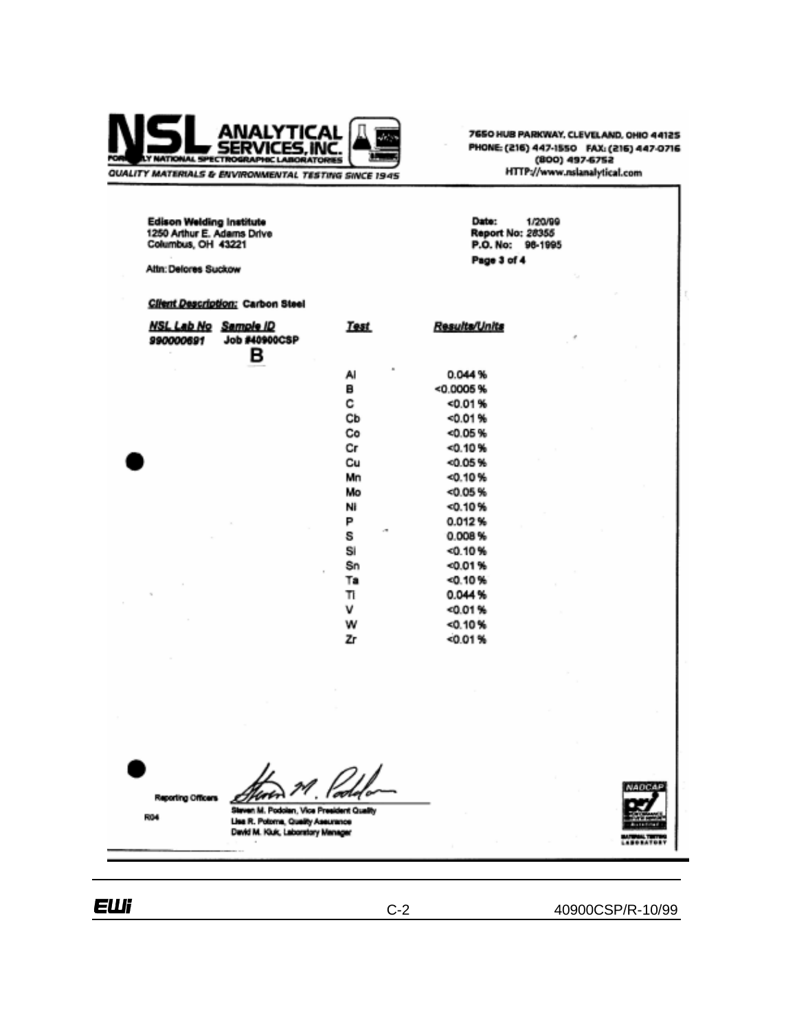**NSL ANALYTICAL SERVICES, INC.**
FORMERLY NATIONAL SPECTROGRAPHIC LABORATORIES
*QUALITY MATERIALS & ENVIRONMENTAL TESTING SINCE 1945*

7650 HUB PARKWAY, CLEVELAND, OHIO 44125
PHONE: (216) 447-1550 FAX: (216) 447-0716
(800) 497-6752
HTTP://www.nslanalytical.com

**Edison Welding Institute**
1250 Arthur E. Adams Drive
Columbus, OH 43221

Attn: Delores Suckow

**Date:** 1/20/99
**Report No:** 28355
**P.O. No:** 98-1995
**Page 3 of 4**

***Client Description:*** **Carbon Steel**

| NSL Lab No | Sample ID | Test | Results/Units |
|---|---|---|---|
| 990000691 | Job #40900CSP B | | |
| | | Al | 0.044 % |
| | | B | <0.0005 % |
| | | C | <0.01 % |
| | | Cb | <0.01 % |
| | | Co | <0.05 % |
| | | Cr | <0.10 % |
| | | Cu | <0.05 % |
| | | Mn | <0.10 % |
| | | Mo | <0.05 % |
| | | Ni | <0.10 % |
| | | P | 0.012 % |
| | | S | 0.008 % |
| | | Si | <0.10 % |
| | | Sn | <0.01 % |
| | | Ta | <0.10 % |
| | | Ti | 0.044 % |
| | | V | <0.01 % |
| | | W | <0.10 % |
| | | Zr | <0.01 % |

Reporting Officers

R04

Steven M. Podolan, Vice President Quality
Lisa R. Polorna, Quality Assurance
David M. Kluk, Laboratory Manager

NADCAP MATERIAL TESTING LABORATORY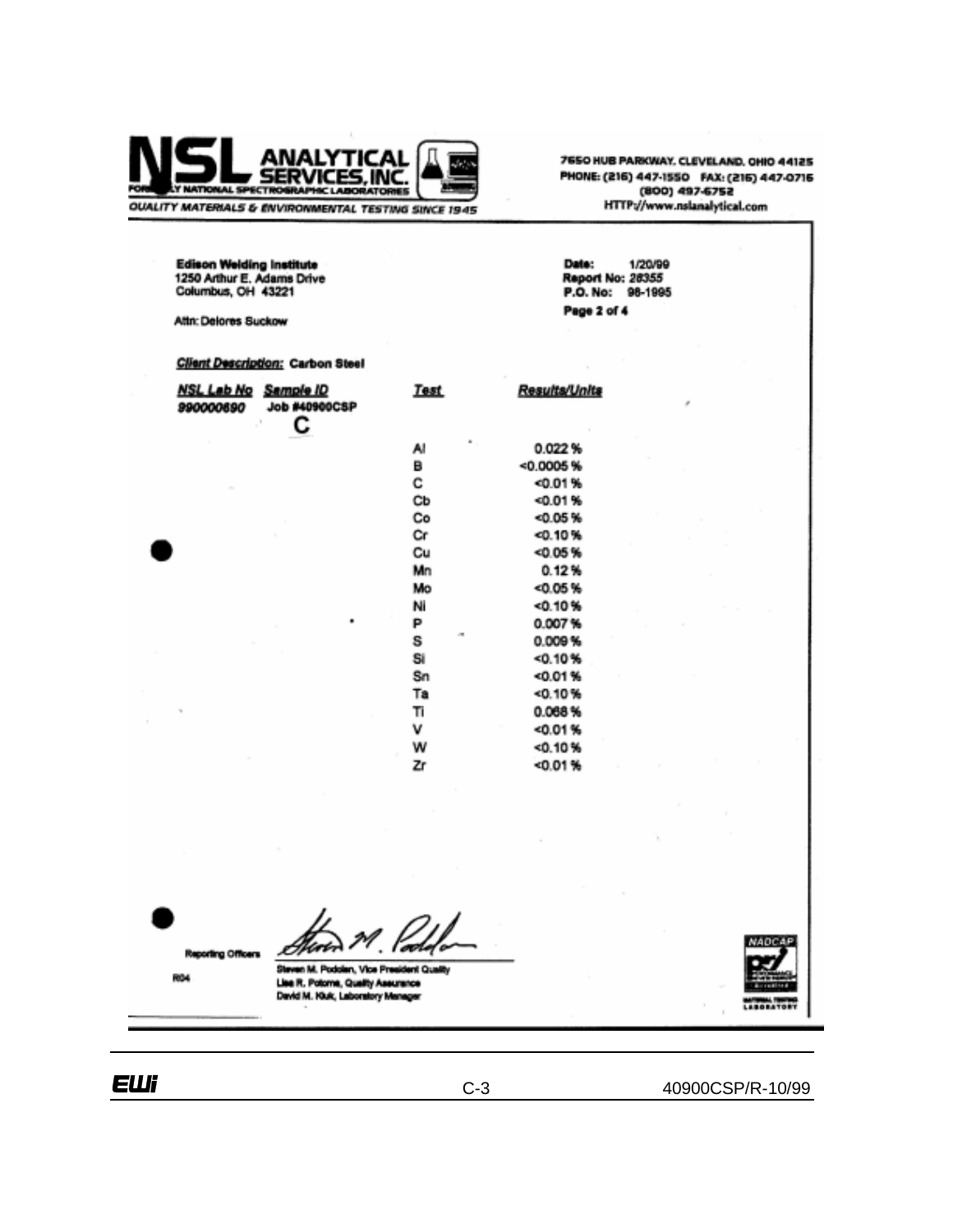**NSL ANALYTICAL SERVICES, INC.**
FORMERLY NATIONAL SPECTROGRAPHIC LABORATORIES
*QUALITY MATERIALS & ENVIRONMENTAL TESTING SINCE 1945*

7650 HUB PARKWAY, CLEVELAND, OHIO 44125
PHONE: (216) 447-1550 FAX: (216) 447-0716
(800) 497-6752
HTTP://www.nslanalytical.com

**Edison Welding Institute**
1250 Arthur E. Adams Drive
Columbus, OH 43221

Attn: Delores Suckow

**Date:** 1/20/99
**Report No:** 28355
**P.O. No:** 98-1995
**Page 2 of 4**

***Client Description:*** **Carbon Steel**

| *NSL Lab No* | *Sample ID* | *Test* | *Results/Units* |
|---|---|---|---|
| 990000690 | Job #40900CSP C | | |
| | | Al | 0.022 % |
| | | B | <0.0005 % |
| | | C | <0.01 % |
| | | Cb | <0.01 % |
| | | Co | <0.05 % |
| | | Cr | <0.10 % |
| | | Cu | <0.05 % |
| | | Mn | 0.12 % |
| | | Mo | <0.05 % |
| | | Ni | <0.10 % |
| | | P | 0.007 % |
| | | S | 0.009 % |
| | | Si | <0.10 % |
| | | Sn | <0.01 % |
| | | Ta | <0.10 % |
| | | Ti | 0.068 % |
| | | V | <0.01 % |
| | | W | <0.10 % |
| | | Zr | <0.01 % |

Reporting Officers

R04

Steven M. Podolen, Vice President Quality
Lisa R. Potorne, Quality Assurance
David M. Kluk, Laboratory Manager

NADCAP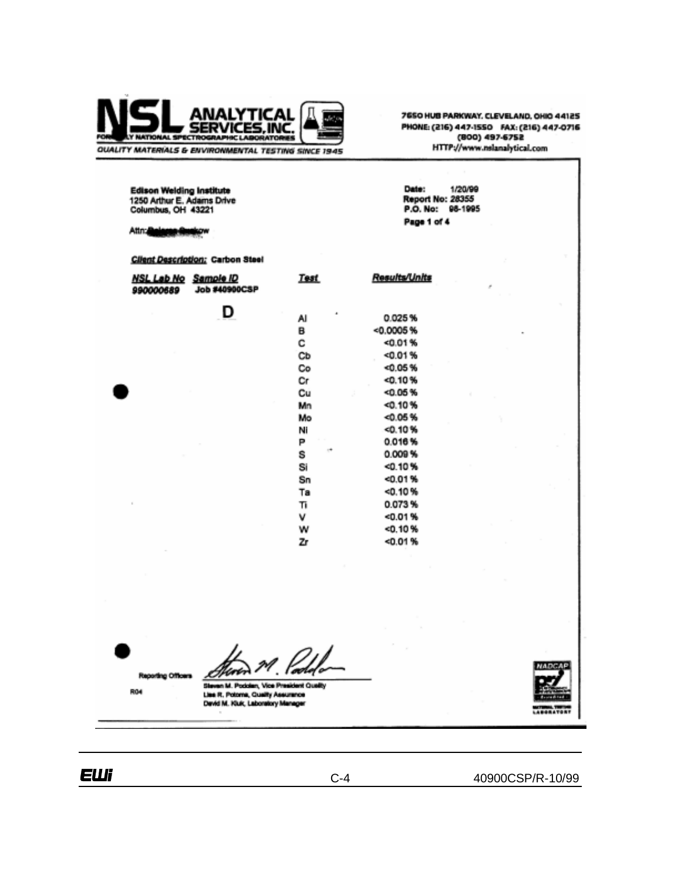**NSL ANALYTICAL SERVICES, INC.**
FORMERLY NATIONAL SPECTROGRAPHIC LABORATORIES
*QUALITY MATERIALS & ENVIRONMENTAL TESTING SINCE 1945*

7650 HUB PARKWAY, CLEVELAND, OHIO 44125
PHONE: (216) 447-1550 FAX: (216) 447-0716
(800) 497-6752
HTTP://www.nslanalytical.com

**Edison Welding Institute**
1250 Arthur E. Adams Drive
Columbus, OH 43221

Attn:

**Date:** 1/20/99
**Report No:** 28355
**P.O. No:** 98-1995
**Page 1 of 4**

**Client Description:** Carbon Steel

| NSL Lab No | Sample ID | Test | Results/Units |
|---|---|---|---|
| 990000689 | Job #40900CSP | | |
| | **D** | Al | 0.025 % |
| | | B | <0.0005 % |
| | | C | <0.01 % |
| | | Cb | <0.01 % |
| | | Co | <0.05 % |
| | | Cr | <0.10 % |
| | | Cu | <0.05 % |
| | | Mn | <0.10 % |
| | | Mo | <0.05 % |
| | | Ni | <0.10 % |
| | | P | 0.016 % |
| | | S | 0.009 % |
| | | Si | <0.10 % |
| | | Sn | <0.01 % |
| | | Ta | <0.10 % |
| | | Ti | 0.073 % |
| | | V | <0.01 % |
| | | W | <0.10 % |
| | | Zr | <0.01 % |

Reporting Officers

R04

Steven M. Podolan, Vice President Quality
Lisa R. Potoma, Quality Assurance
David M. Kluk, Laboratory Manager

NADCAP
NATIONAL TESTING LABORATORY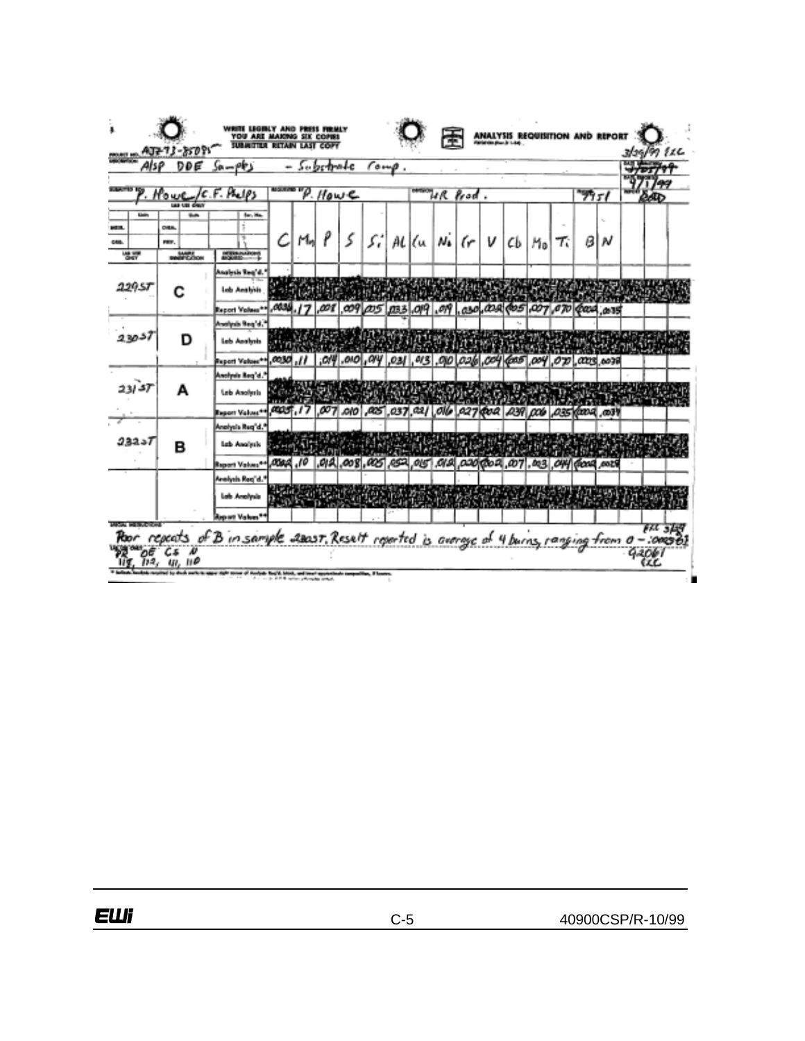**WRITE LEGIBLY AND PRESS FIRMLY**
**YOU ARE MAKING SIX COPIES**
**SUBMITTER RETAIN LAST COPY**

**ANALYSIS REQUISITION AND REPORT**

Project No. AJZ73-85091 — 3/29/99 EKC

Description: AISP DOE Samples - Substrate Comp.

Submitted By: P. Howe/C.F. Phelps — Requested By: P. Howe — Division: HR Prod. — 7951

Date Submitted: 3/25/99 — Date Required: 4/1/99 — Report To: BED

| Lab Use Only | Sample Identification | | C | Mn | P | S | Si | Al | Cu | Ni | Cr | V | Cb | Mo | Ti | B | N |
|---|---|---|---|---|---|---|---|---|---|---|---|---|---|---|---|---|---|
| 229ST | C | Analysis Req'd.* | | | | | | | | | | | | | | | |
| | | Lab Analysis | | | | | | | | | | | | | | | |
| | | Report Values** | .0036 | .17 | .008 | .009 | .005 | .033 | .019 | .019 | .030 | .002 | <.005 | .007 | .070 | <.0002 | .0035 |
| 230ST | D | Analysis Req'd.* | | | | | | | | | | | | | | | |
| | | Lab Analysis | | | | | | | | | | | | | | | |
| | | Report Values** | .0030 | .11 | .014 | .010 | .014 | .031 | .013 | .010 | .026 | .004 | <.005 | .004 | .070 | .0003 | .0038 |
| 231ST | A | Analysis Req'd.* | | | | | | | | | | | | | | | |
| | | Lab Analysis | | | | | | | | | | | | | | | |
| | | Report Values** | .0035 | .17 | .007 | .010 | .005 | .037 | .021 | .016 | .027 | <.002 | .039 | .006 | .035 | <.0002 | .0034 |
| 232ST | B | Analysis Req'd.* | | | | | | | | | | | | | | | |
| | | Lab Analysis | | | | | | | | | | | | | | | |
| | | Report Values** | .0042 | .10 | .012 | .008 | .005 | .052 | .015 | .012 | .020 | <.002 | .007 | .003 | .044 | <.0002 | .0029 |
| | | Analysis Req'd.* | | | | | | | | | | | | | | | |
| | | Lab Analysis | | | | | | | | | | | | | | | |
| | | Report Values** | | | | | | | | | | | | | | | |

Special Instructions: Poor repeats of B in sample 230ST. Result reported is average of 4 burns, ranging from 0 - .00030 — EKC 3/29

Lab Use Only: PR OE CS N — 118, 112, 411, 110 — 42061 EKC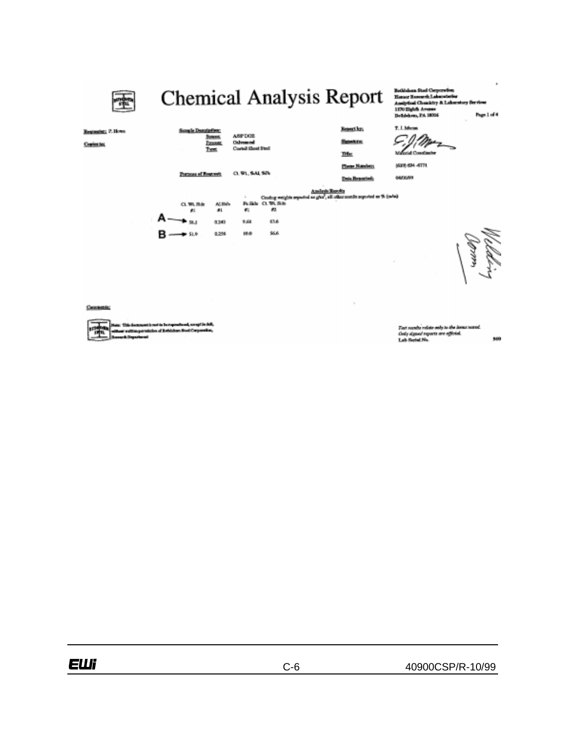# Chemical Analysis Report

Bethlehem Steel Corporation
Homer Research Laboratories
Analytical Chemistry & Laboratory Services
1170 Eighth Avenue
Bethlehem, PA 18016

Page 1 of 4

**Requestor:** P. Howe

**Copies to:**

**Sample Description:**
- **Source:** ASP DOE
- **Process:** Galvanized
- **Type:** Coated Sheet Steel

**Purpose of Request:** Ct. Wt., %Al, %Fe

**Report by:** T. J. Moore

**Signature:**

**Title:** Material Coordinator

**Phone Number:** (610) 694-6771

**Date Reported:** 04/06/99

**Analysis Results**

Coating weights reported as g/m², all other results reported as % (w/w)

| | Ct. Wt. Side #1 | Al Side #1 | Fe Side #1 | Ct. Wt. Side #2 |
|---|---|---|---|---|
| A | 58.1 | 0.243 | 9.68 | 53.6 |
| B | 51.9 | 0.256 | 10.0 | 56.6 |

Welding Comm.

**Comments:**

Note: This document is not to be reproduced, except in full, without written permission of Bethlehem Steel Corporation, Research Department

*Test results relate only to the items tested.*
*Only signed reports are official.*
Lab Serial No. 860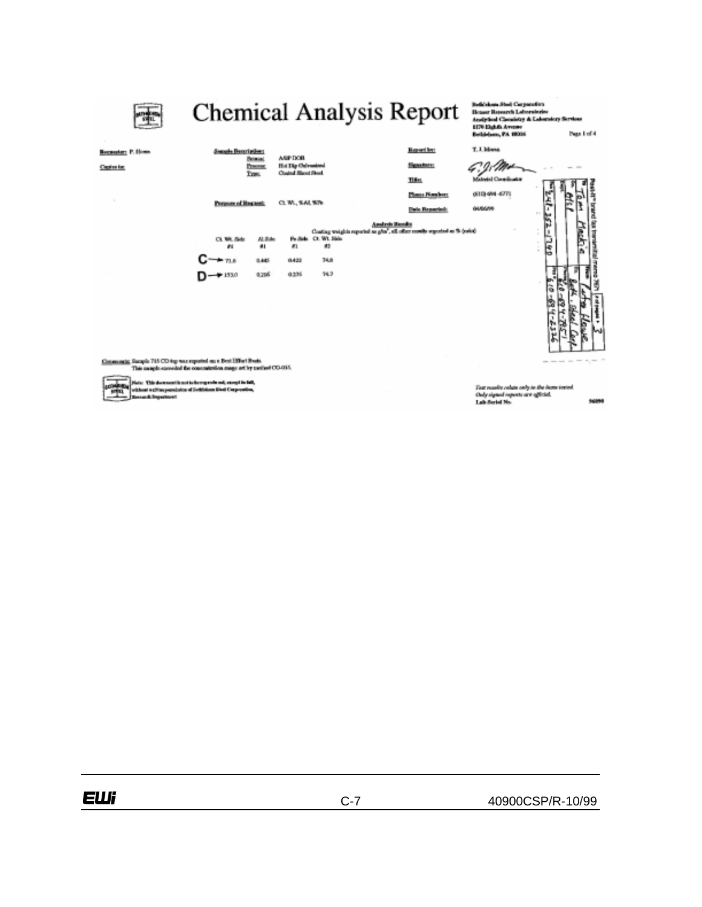# Chemical Analysis Report

Bethlehem Steel Corporation
Homer Research Laboratories
Analytical Chemistry & Laboratory Services
1170 Eighth Avenue
Bethlehem, PA 18016

Page 1 of 4

**Requester:** P. Hoss

**Copies to:**

**Sample Description:**
- **Source:** ASP DOE
- **Process:** Hot Dip Galvanized
- **Type:** Coated Sheet Steel

**Purpose of Request:** Ct. Wt., %Al, %Fe

**Report by:** T. J. Moss

**Signature:**

**Title:** Material Coordinator

**Phone Number:** (610) 694-6771

**Date Reported:** 04/05/99

**Analysis Results**

Coating weight is reported as g/m², all other results reported as % (ratio)

| | Ct. Wt. Side #1 | Al Side #1 | Fe Side #1 | Ct. Wt. Side #2 |
|---|---|---|---|---|
| C → | 71.6 | 0.445 | 0.422 | 74.8 |
| D → | 153.0 | 0.256 | 0.235 | 74.7 |

**Comments:** Sample 715 CD top was reported on a Best Effort Basis. This sample exceeded the concentration range set by method CO-005.

Note: This document is not to be reproduced, except in full, without written permission of Bethlehem Steel Corporation, Research Department

Post-it® brand fax transmittal memo 7671 | # of pages ▸ 3

To: Tom Mackie | From: Larry Hoss
Co./Dept.: EWI | Co.: Beth. Steel Corp.
Phone #: | Phone #: 610-694-7851
Fax #: 241-352-7740 | Fax #: 610-694-2326

*Test results relate only to the items tested.*
*Only signed reports are official.*
**Lab Serial No.** 96090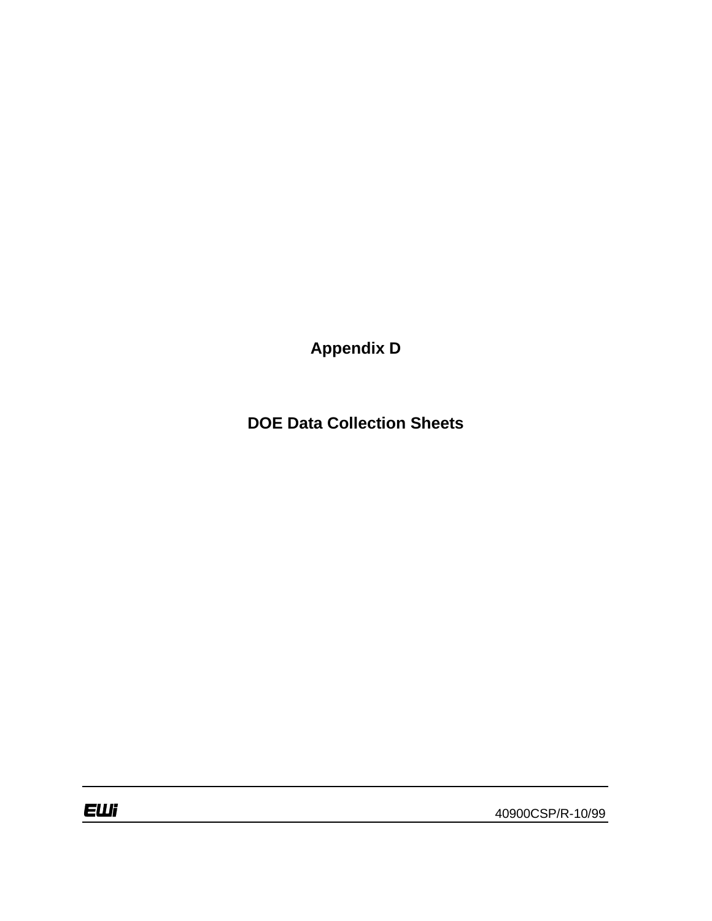# Appendix D

# DOE Data Collection Sheets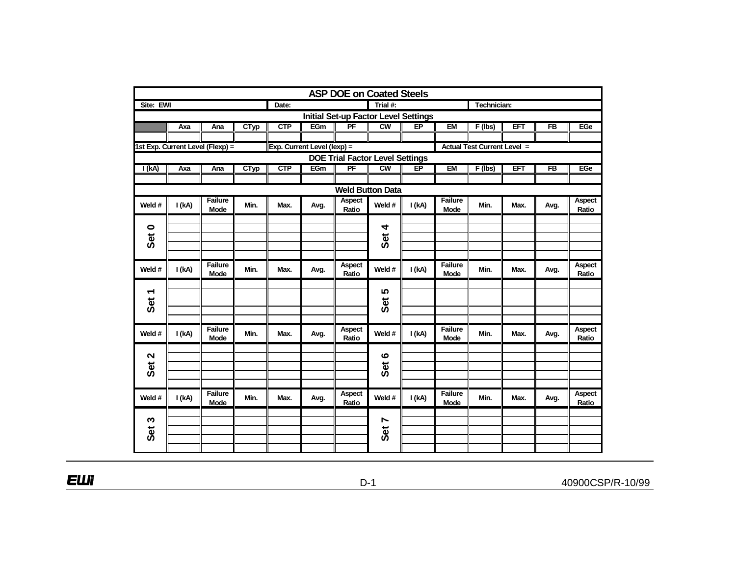# ASP DOE on Coated Steels

| Site: EWI | | | | Date: | | | Trial #: | | | Technician: | | | |
|---|---|---|---|---|---|---|---|---|---|---|---|---|---|

**Initial Set-up Factor Level Settings**

| | Axa | Ana | CTyp | CTP | EGm | PF | CW | EP | EM | F (lbs) | EFT | FB | EGe |
|---|---|---|---|---|---|---|---|---|---|---|---|---|---|
| | | | | | | | | | | | | | |

| 1st Exp. Current Level (Flexp) = | Exp. Current Level (Iexp) = | Actual Test Current Level = |
|---|---|---|

**DOE Trial Factor Level Settings**

| I (kA) | Axa | Ana | CTyp | CTP | EGm | PF | CW | EP | EM | F (lbs) | EFT | FB | EGe |
|---|---|---|---|---|---|---|---|---|---|---|---|---|---|
| | | | | | | | | | | | | | |

**Weld Button Data**

| Weld # | I (kA) | Failure Mode | Min. | Max. | Avg. | Aspect Ratio | Weld # | I (kA) | Failure Mode | Min. | Max. | Avg. | Aspect Ratio |
|---|---|---|---|---|---|---|---|---|---|---|---|---|---|
| Set 0 | | | | | | | Set 4 | | | | | | |
| | | | | | | | | | | | | | |
| | | | | | | | | | | | | | |
| | | | | | | | | | | | | | |
| | | | | | | | | | | | | | |
| **Weld #** | **I (kA)** | **Failure Mode** | **Min.** | **Max.** | **Avg.** | **Aspect Ratio** | **Weld #** | **I (kA)** | **Failure Mode** | **Min.** | **Max.** | **Avg.** | **Aspect Ratio** |
| Set 1 | | | | | | | Set 5 | | | | | | |
| | | | | | | | | | | | | | |
| | | | | | | | | | | | | | |
| | | | | | | | | | | | | | |
| | | | | | | | | | | | | | |
| **Weld #** | **I (kA)** | **Failure Mode** | **Min.** | **Max.** | **Avg.** | **Aspect Ratio** | **Weld #** | **I (kA)** | **Failure Mode** | **Min.** | **Max.** | **Avg.** | **Aspect Ratio** |
| Set 2 | | | | | | | Set 6 | | | | | | |
| | | | | | | | | | | | | | |
| | | | | | | | | | | | | | |
| | | | | | | | | | | | | | |
| | | | | | | | | | | | | | |
| **Weld #** | **I (kA)** | **Failure Mode** | **Min.** | **Max.** | **Avg.** | **Aspect Ratio** | **Weld #** | **I (kA)** | **Failure Mode** | **Min.** | **Max.** | **Avg.** | **Aspect Ratio** |
| Set 3 | | | | | | | Set 7 | | | | | | |
| | | | | | | | | | | | | | |
| | | | | | | | | | | | | | |
| | | | | | | | | | | | | | |
| | | | | | | | | | | | | | |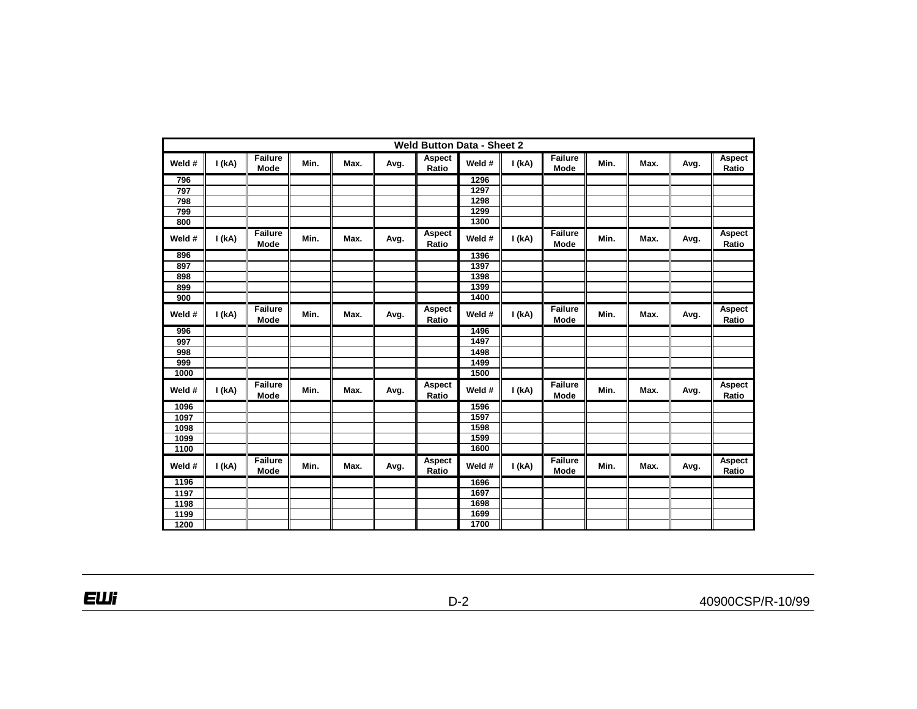**Weld Button Data - Sheet 2**

| Weld # | I (kA) | Failure Mode | Min. | Max. | Avg. | Aspect Ratio | Weld # | I (kA) | Failure Mode | Min. | Max. | Avg. | Aspect Ratio |
|---|---|---|---|---|---|---|---|---|---|---|---|---|---|
| 796 | | | | | | | 1296 | | | | | | |
| 797 | | | | | | | 1297 | | | | | | |
| 798 | | | | | | | 1298 | | | | | | |
| 799 | | | | | | | 1299 | | | | | | |
| 800 | | | | | | | 1300 | | | | | | |
| Weld # | I (kA) | Failure Mode | Min. | Max. | Avg. | Aspect Ratio | Weld # | I (kA) | Failure Mode | Min. | Max. | Avg. | Aspect Ratio |
| 896 | | | | | | | 1396 | | | | | | |
| 897 | | | | | | | 1397 | | | | | | |
| 898 | | | | | | | 1398 | | | | | | |
| 899 | | | | | | | 1399 | | | | | | |
| 900 | | | | | | | 1400 | | | | | | |
| Weld # | I (kA) | Failure Mode | Min. | Max. | Avg. | Aspect Ratio | Weld # | I (kA) | Failure Mode | Min. | Max. | Avg. | Aspect Ratio |
| 996 | | | | | | | 1496 | | | | | | |
| 997 | | | | | | | 1497 | | | | | | |
| 998 | | | | | | | 1498 | | | | | | |
| 999 | | | | | | | 1499 | | | | | | |
| 1000 | | | | | | | 1500 | | | | | | |
| Weld # | I (kA) | Failure Mode | Min. | Max. | Avg. | Aspect Ratio | Weld # | I (kA) | Failure Mode | Min. | Max. | Avg. | Aspect Ratio |
| 1096 | | | | | | | 1596 | | | | | | |
| 1097 | | | | | | | 1597 | | | | | | |
| 1098 | | | | | | | 1598 | | | | | | |
| 1099 | | | | | | | 1599 | | | | | | |
| 1100 | | | | | | | 1600 | | | | | | |
| Weld # | I (kA) | Failure Mode | Min. | Max. | Avg. | Aspect Ratio | Weld # | I (kA) | Failure Mode | Min. | Max. | Avg. | Aspect Ratio |
| 1196 | | | | | | | 1696 | | | | | | |
| 1197 | | | | | | | 1697 | | | | | | |
| 1198 | | | | | | | 1698 | | | | | | |
| 1199 | | | | | | | 1699 | | | | | | |
| 1200 | | | | | | | 1700 | | | | | | |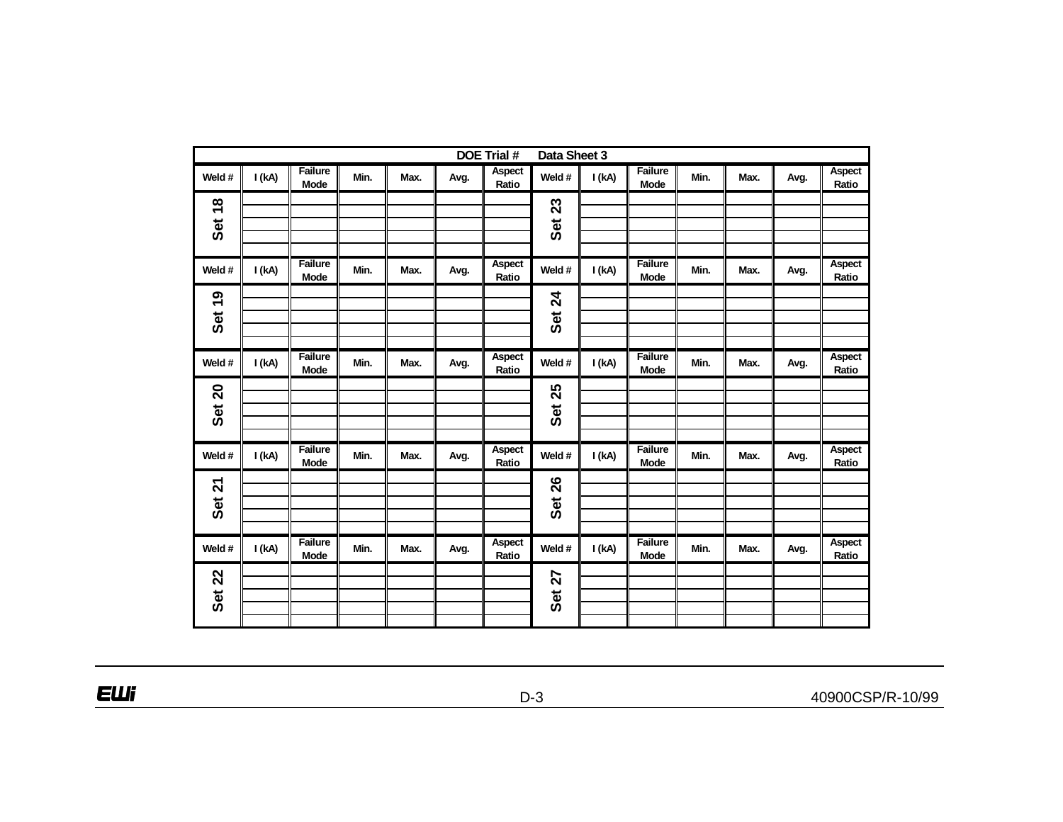**DOE Trial # Data Sheet 3**

| Weld # | I (kA) | Failure Mode | Min. | Max. | Avg. | Aspect Ratio | Weld # | I (kA) | Failure Mode | Min. | Max. | Avg. | Aspect Ratio |
|---|---|---|---|---|---|---|---|---|---|---|---|---|---|
| Set 18 | | | | | | | Set 23 | | | | | | |
| | | | | | | | | | | | | | |
| | | | | | | | | | | | | | |
| | | | | | | | | | | | | | |
| | | | | | | | | | | | | | |
| Weld # | I (kA) | Failure Mode | Min. | Max. | Avg. | Aspect Ratio | Weld # | I (kA) | Failure Mode | Min. | Max. | Avg. | Aspect Ratio |
| Set 19 | | | | | | | Set 24 | | | | | | |
| | | | | | | | | | | | | | |
| | | | | | | | | | | | | | |
| | | | | | | | | | | | | | |
| | | | | | | | | | | | | | |
| Weld # | I (kA) | Failure Mode | Min. | Max. | Avg. | Aspect Ratio | Weld # | I (kA) | Failure Mode | Min. | Max. | Avg. | Aspect Ratio |
| Set 20 | | | | | | | Set 25 | | | | | | |
| | | | | | | | | | | | | | |
| | | | | | | | | | | | | | |
| | | | | | | | | | | | | | |
| | | | | | | | | | | | | | |
| Weld # | I (kA) | Failure Mode | Min. | Max. | Avg. | Aspect Ratio | Weld # | I (kA) | Failure Mode | Min. | Max. | Avg. | Aspect Ratio |
| Set 21 | | | | | | | Set 26 | | | | | | |
| | | | | | | | | | | | | | |
| | | | | | | | | | | | | | |
| | | | | | | | | | | | | | |
| | | | | | | | | | | | | | |
| Weld # | I (kA) | Failure Mode | Min. | Max. | Avg. | Aspect Ratio | Weld # | I (kA) | Failure Mode | Min. | Max. | Avg. | Aspect Ratio |
| Set 22 | | | | | | | Set 27 | | | | | | |
| | | | | | | | | | | | | | |
| | | | | | | | | | | | | | |
| | | | | | | | | | | | | | |
| | | | | | | | | | | | | | |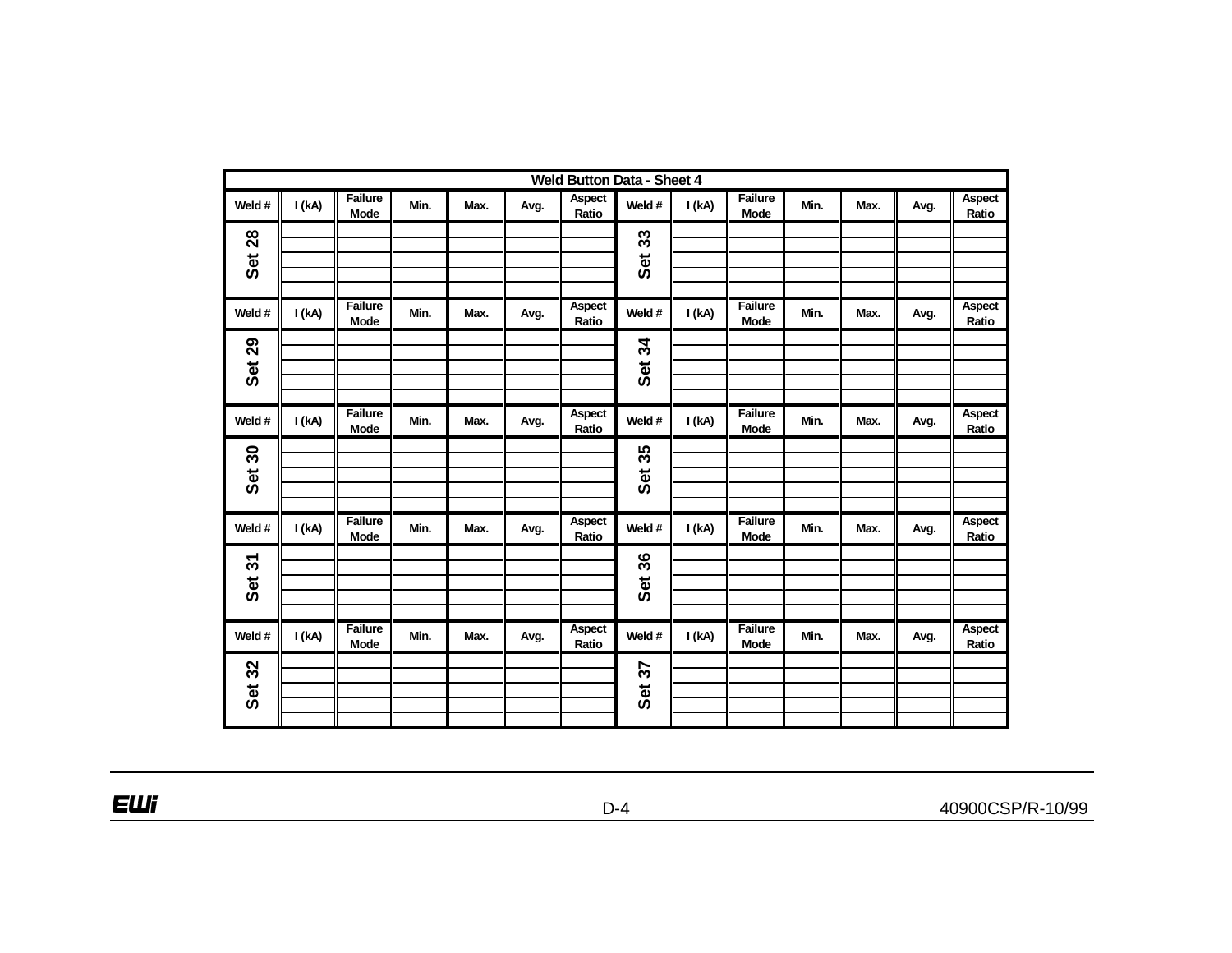# Weld Button Data - Sheet 4

| Weld # | I (kA) | Failure Mode | Min. | Max. | Avg. | Aspect Ratio | Weld # | I (kA) | Failure Mode | Min. | Max. | Avg. | Aspect Ratio |
|---|---|---|---|---|---|---|---|---|---|---|---|---|---|
| Set 28 | | | | | | | Set 33 | | | | | | |
| | | | | | | | | | | | | | |
| | | | | | | | | | | | | | |
| | | | | | | | | | | | | | |
| | | | | | | | | | | | | | |
| **Weld #** | **I (kA)** | **Failure Mode** | **Min.** | **Max.** | **Avg.** | **Aspect Ratio** | **Weld #** | **I (kA)** | **Failure Mode** | **Min.** | **Max.** | **Avg.** | **Aspect Ratio** |
| Set 29 | | | | | | | Set 34 | | | | | | |
| | | | | | | | | | | | | | |
| | | | | | | | | | | | | | |
| | | | | | | | | | | | | | |
| | | | | | | | | | | | | | |
| **Weld #** | **I (kA)** | **Failure Mode** | **Min.** | **Max.** | **Avg.** | **Aspect Ratio** | **Weld #** | **I (kA)** | **Failure Mode** | **Min.** | **Max.** | **Avg.** | **Aspect Ratio** |
| Set 30 | | | | | | | Set 35 | | | | | | |
| | | | | | | | | | | | | | |
| | | | | | | | | | | | | | |
| | | | | | | | | | | | | | |
| | | | | | | | | | | | | | |
| **Weld #** | **I (kA)** | **Failure Mode** | **Min.** | **Max.** | **Avg.** | **Aspect Ratio** | **Weld #** | **I (kA)** | **Failure Mode** | **Min.** | **Max.** | **Avg.** | **Aspect Ratio** |
| Set 31 | | | | | | | Set 36 | | | | | | |
| | | | | | | | | | | | | | |
| | | | | | | | | | | | | | |
| | | | | | | | | | | | | | |
| | | | | | | | | | | | | | |
| **Weld #** | **I (kA)** | **Failure Mode** | **Min.** | **Max.** | **Avg.** | **Aspect Ratio** | **Weld #** | **I (kA)** | **Failure Mode** | **Min.** | **Max.** | **Avg.** | **Aspect Ratio** |
| Set 32 | | | | | | | Set 37 | | | | | | |
| | | | | | | | | | | | | | |
| | | | | | | | | | | | | | |
| | | | | | | | | | | | | | |
| | | | | | | | | | | | | | |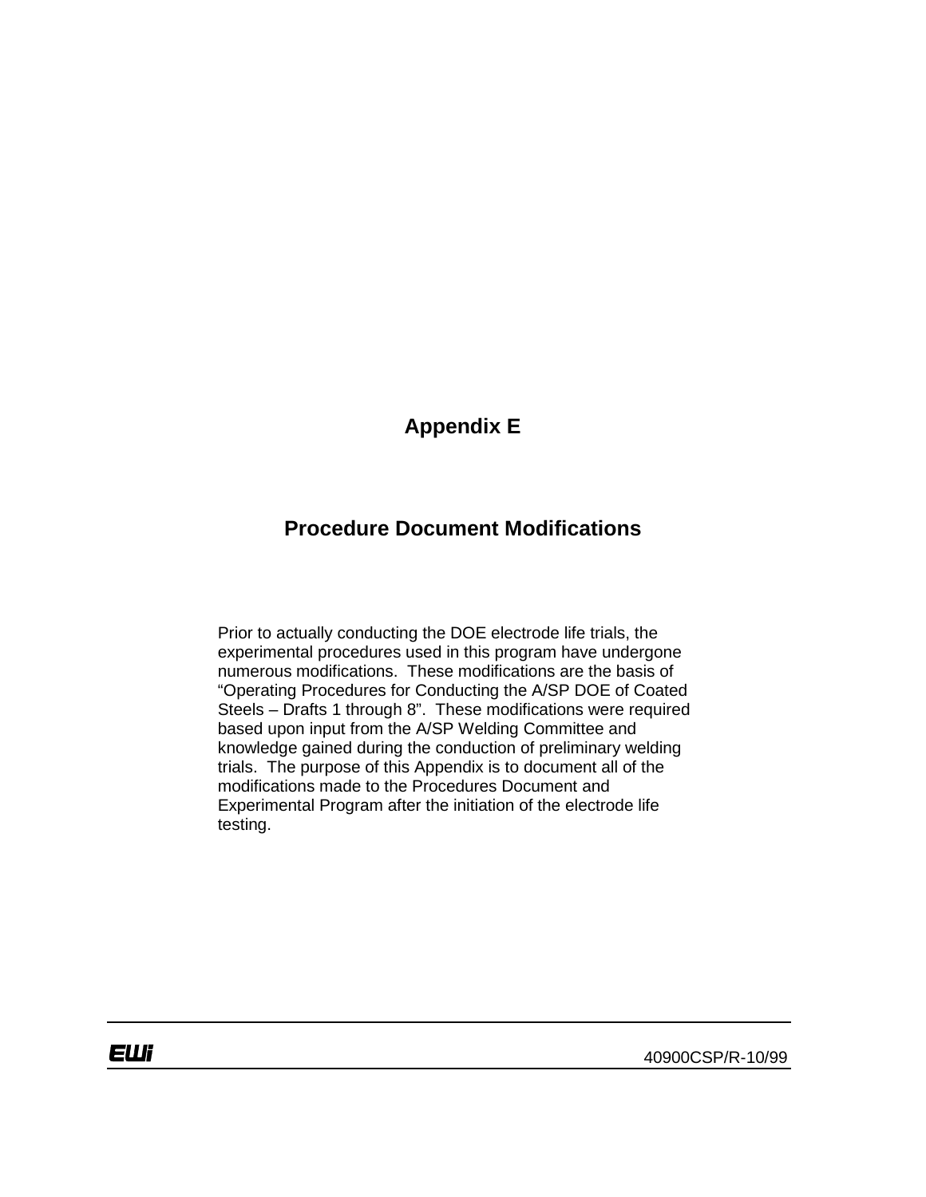# Appendix E

## Procedure Document Modifications

Prior to actually conducting the DOE electrode life trials, the experimental procedures used in this program have undergone numerous modifications. These modifications are the basis of “Operating Procedures for Conducting the A/SP DOE of Coated Steels – Drafts 1 through 8”. These modifications were required based upon input from the A/SP Welding Committee and knowledge gained during the conduction of preliminary welding trials. The purpose of this Appendix is to document all of the modifications made to the Procedures Document and Experimental Program after the initiation of the electrode life testing.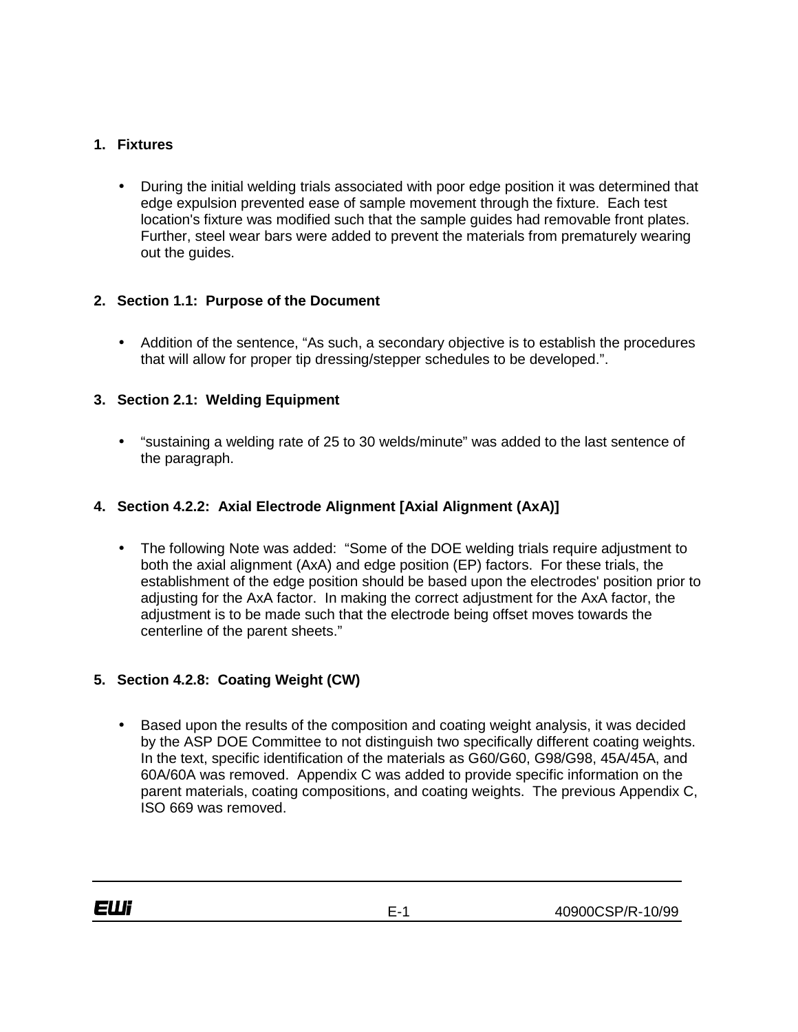1. **Fixtures**

   - During the initial welding trials associated with poor edge position it was determined that edge expulsion prevented ease of sample movement through the fixture. Each test location's fixture was modified such that the sample guides had removable front plates. Further, steel wear bars were added to prevent the materials from prematurely wearing out the guides.

2. **Section 1.1: Purpose of the Document**

   - Addition of the sentence, “As such, a secondary objective is to establish the procedures that will allow for proper tip dressing/stepper schedules to be developed.”.

3. **Section 2.1: Welding Equipment**

   - “sustaining a welding rate of 25 to 30 welds/minute” was added to the last sentence of the paragraph.

4. **Section 4.2.2: Axial Electrode Alignment [Axial Alignment (AxA)]**

   - The following Note was added: “Some of the DOE welding trials require adjustment to both the axial alignment (AxA) and edge position (EP) factors. For these trials, the establishment of the edge position should be based upon the electrodes' position prior to adjusting for the AxA factor. In making the correct adjustment for the AxA factor, the adjustment is to be made such that the electrode being offset moves towards the centerline of the parent sheets.”

5. **Section 4.2.8: Coating Weight (CW)**

   - Based upon the results of the composition and coating weight analysis, it was decided by the ASP DOE Committee to not distinguish two specifically different coating weights. In the text, specific identification of the materials as G60/G60, G98/G98, 45A/45A, and 60A/60A was removed. Appendix C was added to provide specific information on the parent materials, coating compositions, and coating weights. The previous Appendix C, ISO 669 was removed.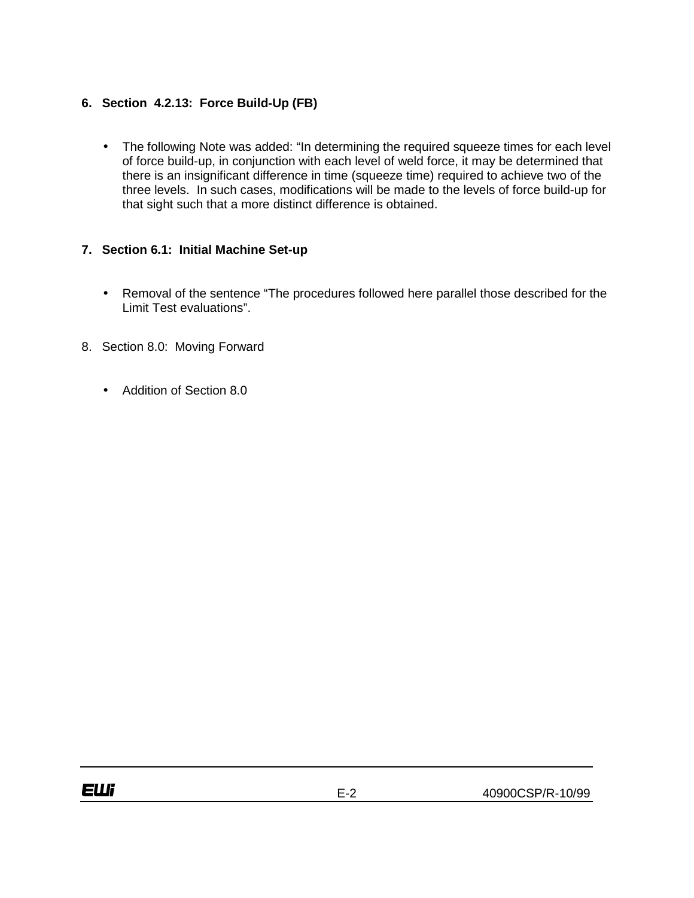**6. Section 4.2.13: Force Build-Up (FB)**

- The following Note was added: "In determining the required squeeze times for each level of force build-up, in conjunction with each level of weld force, it may be determined that there is an insignificant difference in time (squeeze time) required to achieve two of the three levels. In such cases, modifications will be made to the levels of force build-up for that sight such that a more distinct difference is obtained.

**7. Section 6.1: Initial Machine Set-up**

- Removal of the sentence "The procedures followed here parallel those described for the Limit Test evaluations".

8. Section 8.0: Moving Forward

- Addition of Section 8.0